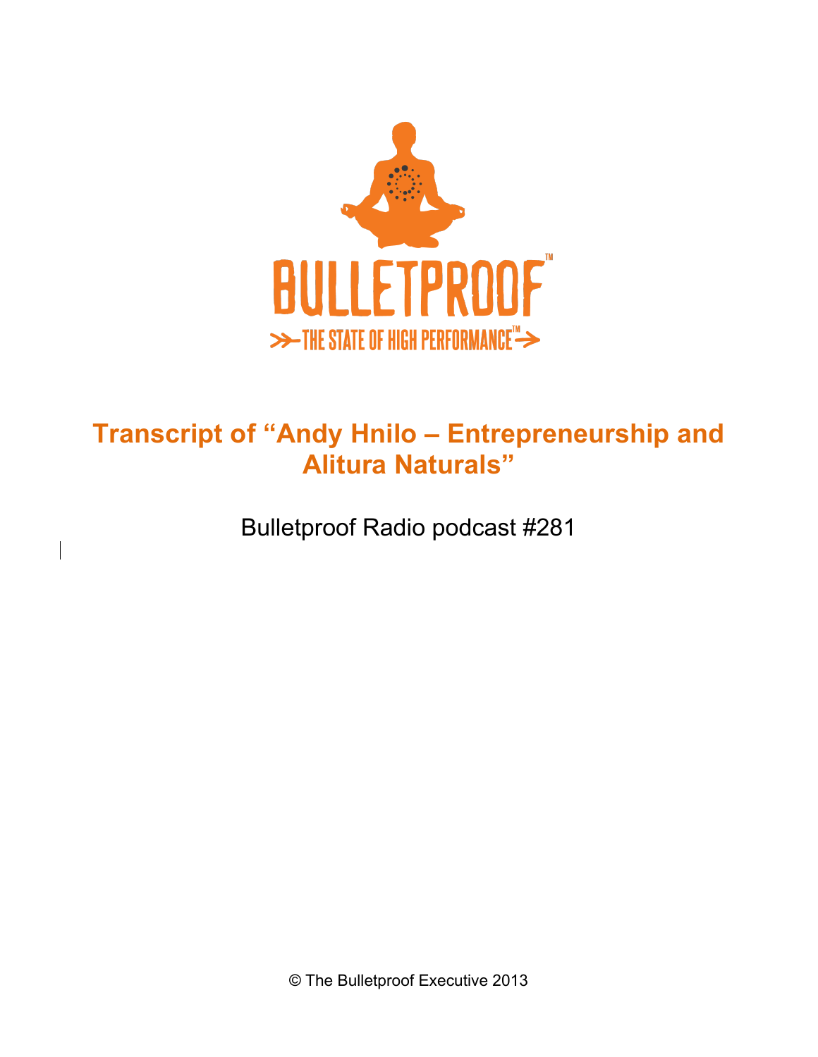BULLETPROOF™

THE STATE OF HIGH PERFORMANCE™

# Transcript of "Andy Hnilo – Entrepreneurship and Alitura Naturals"

Bulletproof Radio podcast #281

© The Bulletproof Executive 2013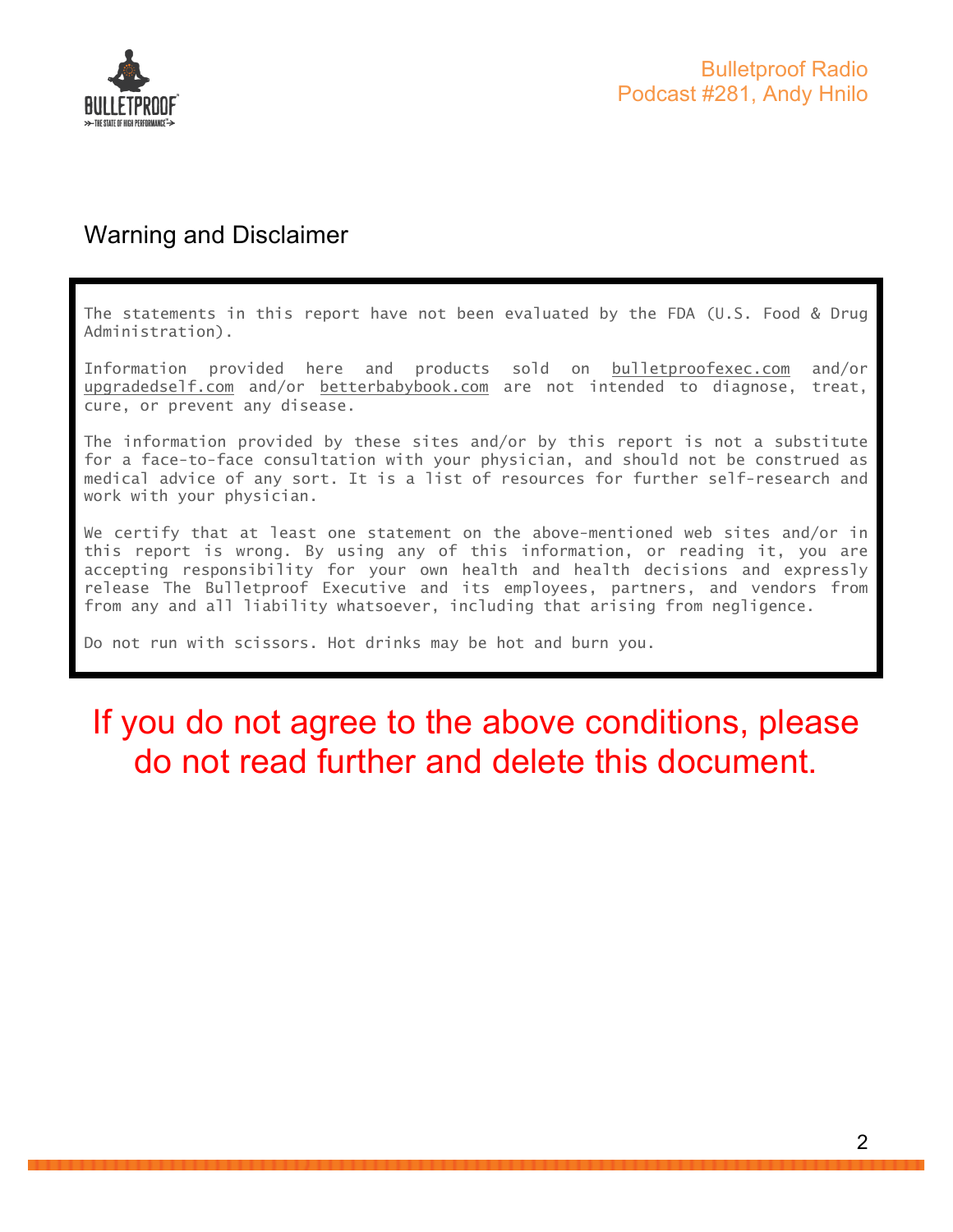## Warning and Disclaimer

The statements in this report have not been evaluated by the FDA (U.S. Food & Drug Administration).

Information provided here and products sold on bulletproofexec.com and/or upgradedself.com and/or betterbabybook.com are not intended to diagnose, treat, cure, or prevent any disease.

The information provided by these sites and/or by this report is not a substitute for a face-to-face consultation with your physician, and should not be construed as medical advice of any sort. It is a list of resources for further self-research and work with your physician.

We certify that at least one statement on the above-mentioned web sites and/or in this report is wrong. By using any of this information, or reading it, you are accepting responsibility for your own health and health decisions and expressly release The Bulletproof Executive and its employees, partners, and vendors from from any and all liability whatsoever, including that arising from negligence.

Do not run with scissors. Hot drinks may be hot and burn you.

**If you do not agree to the above conditions, please do not read further and delete this document.**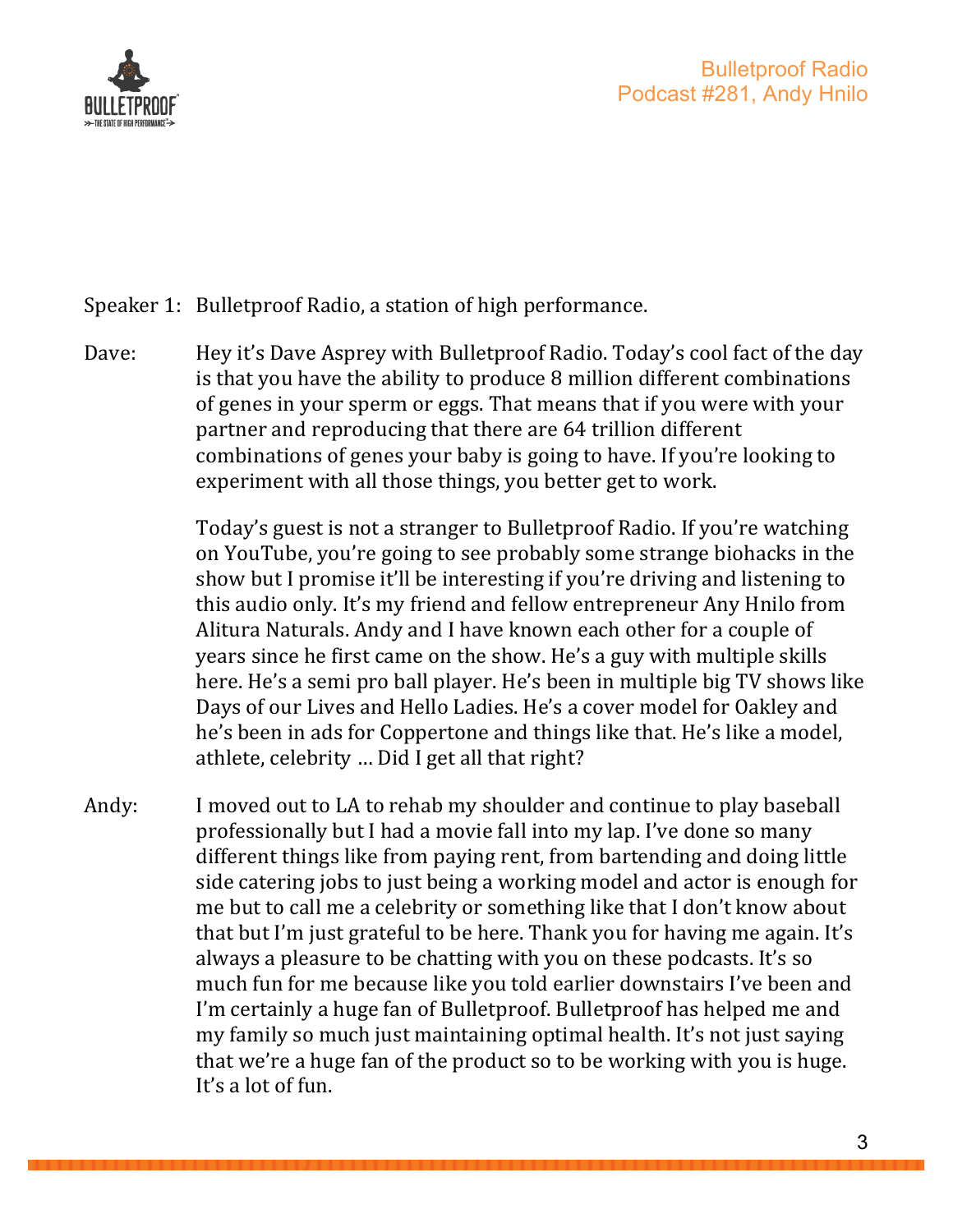Speaker 1: Bulletproof Radio, a station of high performance.

Dave: Hey it's Dave Asprey with Bulletproof Radio. Today's cool fact of the day is that you have the ability to produce 8 million different combinations of genes in your sperm or eggs. That means that if you were with your partner and reproducing that there are 64 trillion different combinations of genes your baby is going to have. If you're looking to experiment with all those things, you better get to work.

Today's guest is not a stranger to Bulletproof Radio. If you're watching on YouTube, you're going to see probably some strange biohacks in the show but I promise it'll be interesting if you're driving and listening to this audio only. It's my friend and fellow entrepreneur Any Hnilo from Alitura Naturals. Andy and I have known each other for a couple of years since he first came on the show. He's a guy with multiple skills here. He's a semi pro ball player. He's been in multiple big TV shows like Days of our Lives and Hello Ladies. He's a cover model for Oakley and he's been in ads for Coppertone and things like that. He's like a model, athlete, celebrity … Did I get all that right?

Andy: I moved out to LA to rehab my shoulder and continue to play baseball professionally but I had a movie fall into my lap. I've done so many different things like from paying rent, from bartending and doing little side catering jobs to just being a working model and actor is enough for me but to call me a celebrity or something like that I don't know about that but I'm just grateful to be here. Thank you for having me again. It's always a pleasure to be chatting with you on these podcasts. It's so much fun for me because like you told earlier downstairs I've been and I'm certainly a huge fan of Bulletproof. Bulletproof has helped me and my family so much just maintaining optimal health. It's not just saying that we're a huge fan of the product so to be working with you is huge. It's a lot of fun.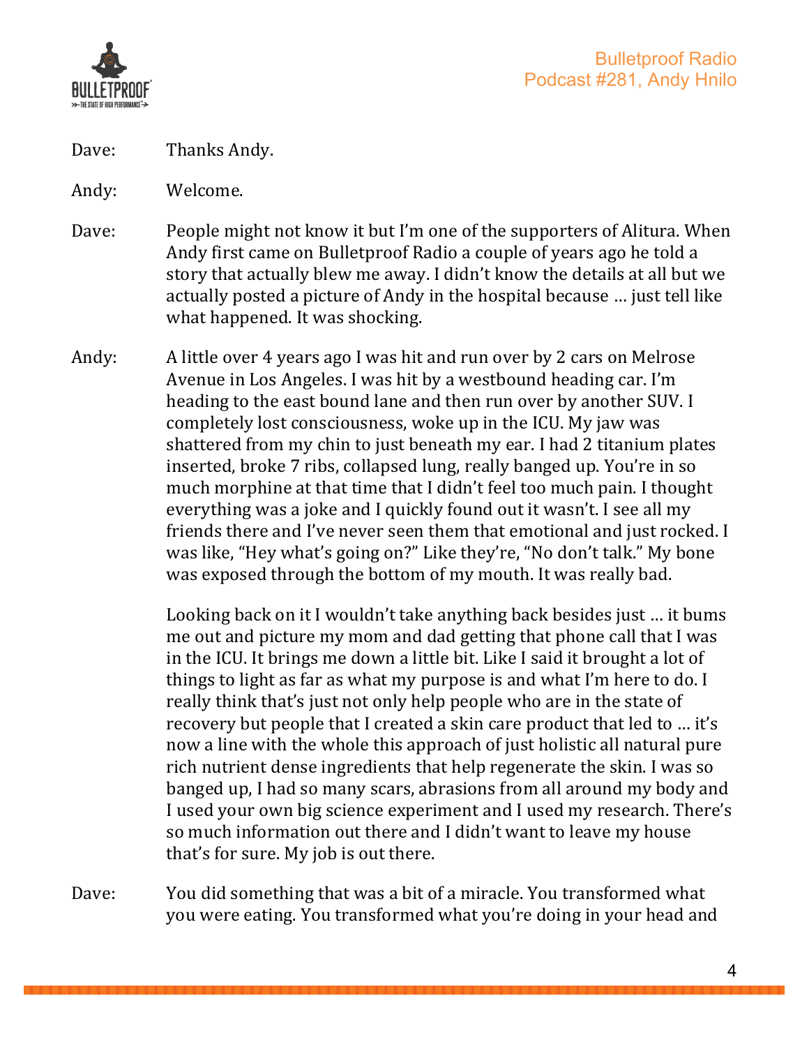Dave: Thanks Andy.

Andy: Welcome.

Dave: People might not know it but I'm one of the supporters of Alitura. When Andy first came on Bulletproof Radio a couple of years ago he told a story that actually blew me away. I didn't know the details at all but we actually posted a picture of Andy in the hospital because … just tell like what happened. It was shocking.

Andy: A little over 4 years ago I was hit and run over by 2 cars on Melrose Avenue in Los Angeles. I was hit by a westbound heading car. I'm heading to the east bound lane and then run over by another SUV. I completely lost consciousness, woke up in the ICU. My jaw was shattered from my chin to just beneath my ear. I had 2 titanium plates inserted, broke 7 ribs, collapsed lung, really banged up. You're in so much morphine at that time that I didn't feel too much pain. I thought everything was a joke and I quickly found out it wasn't. I see all my friends there and I've never seen them that emotional and just rocked. I was like, "Hey what's going on?" Like they're, "No don't talk." My bone was exposed through the bottom of my mouth. It was really bad.

Looking back on it I wouldn't take anything back besides just … it bums me out and picture my mom and dad getting that phone call that I was in the ICU. It brings me down a little bit. Like I said it brought a lot of things to light as far as what my purpose is and what I'm here to do. I really think that's just not only help people who are in the state of recovery but people that I created a skin care product that led to … it's now a line with the whole this approach of just holistic all natural pure rich nutrient dense ingredients that help regenerate the skin. I was so banged up, I had so many scars, abrasions from all around my body and I used your own big science experiment and I used my research. There's so much information out there and I didn't want to leave my house that's for sure. My job is out there.

Dave: You did something that was a bit of a miracle. You transformed what you were eating. You transformed what you're doing in your head and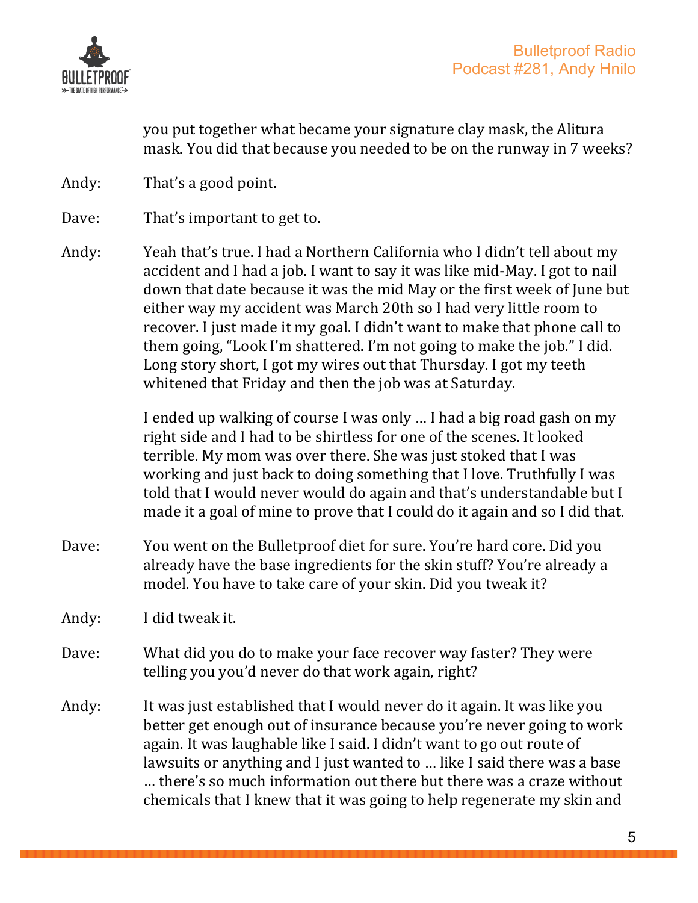you put together what became your signature clay mask, the Alitura mask. You did that because you needed to be on the runway in 7 weeks?

Andy: That's a good point.

Dave: That's important to get to.

Andy: Yeah that's true. I had a Northern California who I didn't tell about my accident and I had a job. I want to say it was like mid-May. I got to nail down that date because it was the mid May or the first week of June but either way my accident was March 20th so I had very little room to recover. I just made it my goal. I didn't want to make that phone call to them going, "Look I'm shattered. I'm not going to make the job." I did. Long story short, I got my wires out that Thursday. I got my teeth whitened that Friday and then the job was at Saturday.

I ended up walking of course I was only … I had a big road gash on my right side and I had to be shirtless for one of the scenes. It looked terrible. My mom was over there. She was just stoked that I was working and just back to doing something that I love. Truthfully I was told that I would never would do again and that's understandable but I made it a goal of mine to prove that I could do it again and so I did that.

Dave: You went on the Bulletproof diet for sure. You're hard core. Did you already have the base ingredients for the skin stuff? You're already a model. You have to take care of your skin. Did you tweak it?

Andy: I did tweak it.

Dave: What did you do to make your face recover way faster? They were telling you you'd never do that work again, right?

Andy: It was just established that I would never do it again. It was like you better get enough out of insurance because you're never going to work again. It was laughable like I said. I didn't want to go out route of lawsuits or anything and I just wanted to … like I said there was a base … there's so much information out there but there was a craze without chemicals that I knew that it was going to help regenerate my skin and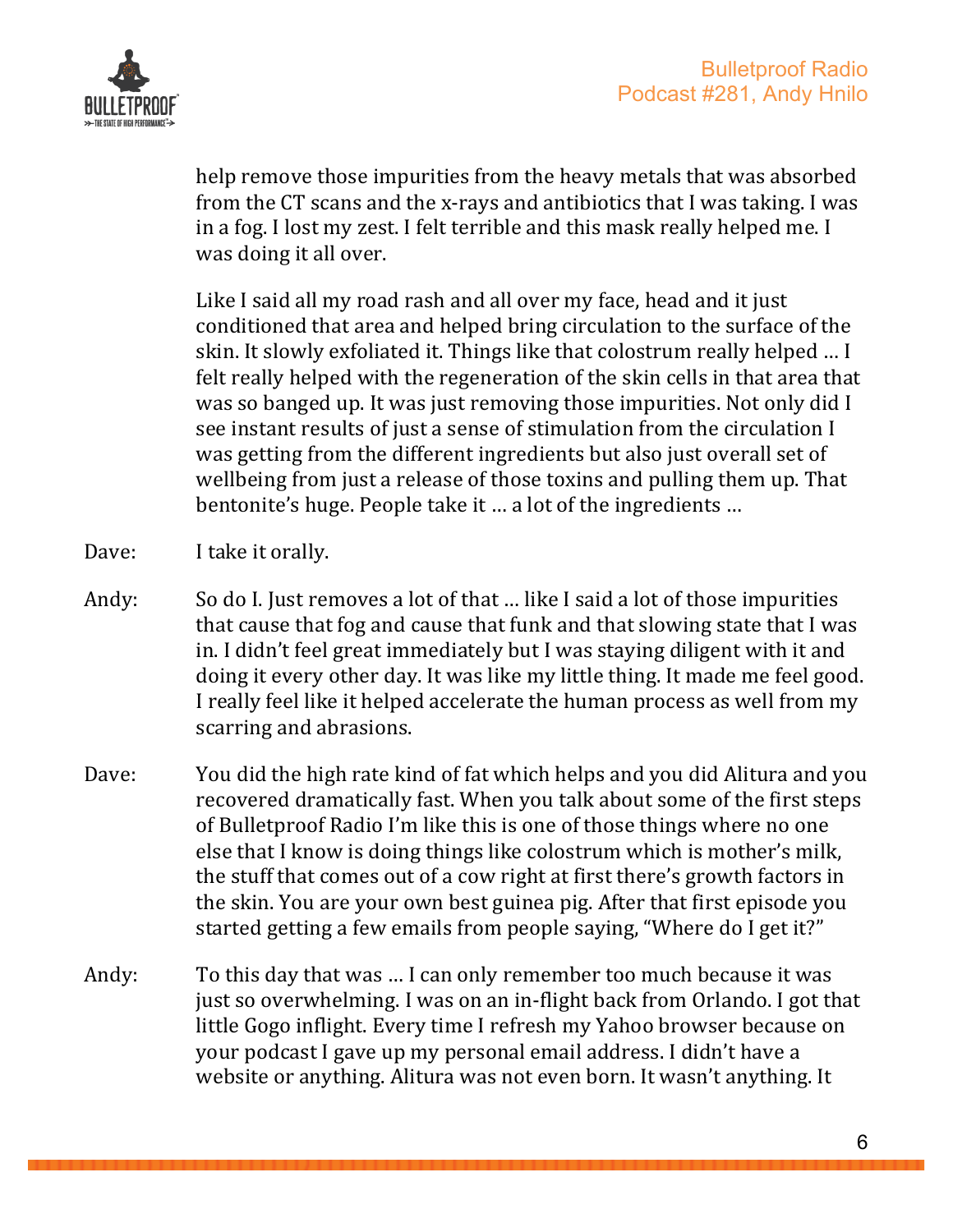help remove those impurities from the heavy metals that was absorbed from the CT scans and the x-rays and antibiotics that I was taking. I was in a fog. I lost my zest. I felt terrible and this mask really helped me. I was doing it all over.

Like I said all my road rash and all over my face, head and it just conditioned that area and helped bring circulation to the surface of the skin. It slowly exfoliated it. Things like that colostrum really helped … I felt really helped with the regeneration of the skin cells in that area that was so banged up. It was just removing those impurities. Not only did I see instant results of just a sense of stimulation from the circulation I was getting from the different ingredients but also just overall set of wellbeing from just a release of those toxins and pulling them up. That bentonite's huge. People take it … a lot of the ingredients …

Dave: I take it orally.

Andy: So do I. Just removes a lot of that … like I said a lot of those impurities that cause that fog and cause that funk and that slowing state that I was in. I didn't feel great immediately but I was staying diligent with it and doing it every other day. It was like my little thing. It made me feel good. I really feel like it helped accelerate the human process as well from my scarring and abrasions.

Dave: You did the high rate kind of fat which helps and you did Alitura and you recovered dramatically fast. When you talk about some of the first steps of Bulletproof Radio I'm like this is one of those things where no one else that I know is doing things like colostrum which is mother's milk, the stuff that comes out of a cow right at first there's growth factors in the skin. You are your own best guinea pig. After that first episode you started getting a few emails from people saying, "Where do I get it?"

Andy: To this day that was … I can only remember too much because it was just so overwhelming. I was on an in-flight back from Orlando. I got that little Gogo inflight. Every time I refresh my Yahoo browser because on your podcast I gave up my personal email address. I didn't have a website or anything. Alitura was not even born. It wasn't anything. It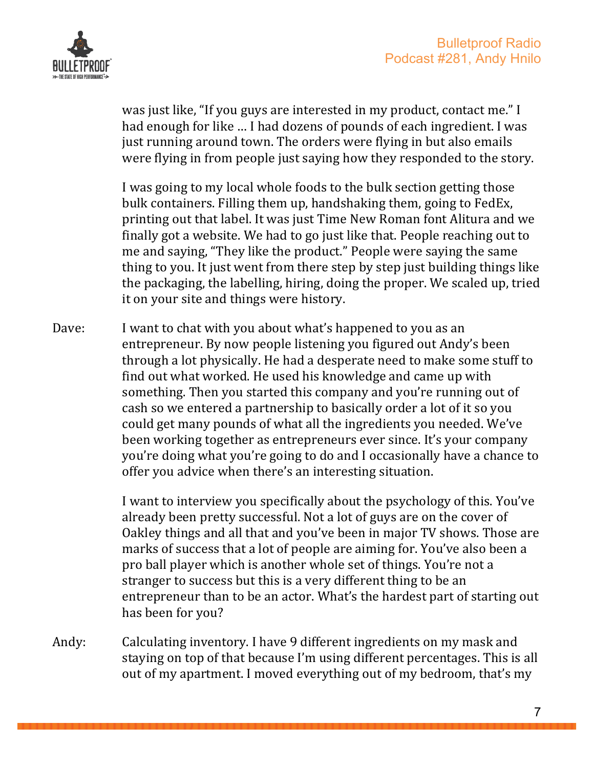was just like, "If you guys are interested in my product, contact me." I had enough for like … I had dozens of pounds of each ingredient. I was just running around town. The orders were flying in but also emails were flying in from people just saying how they responded to the story.

I was going to my local whole foods to the bulk section getting those bulk containers. Filling them up, handshaking them, going to FedEx, printing out that label. It was just Time New Roman font Alitura and we finally got a website. We had to go just like that. People reaching out to me and saying, "They like the product." People were saying the same thing to you. It just went from there step by step just building things like the packaging, the labelling, hiring, doing the proper. We scaled up, tried it on your site and things were history.

Dave: I want to chat with you about what's happened to you as an entrepreneur. By now people listening you figured out Andy's been through a lot physically. He had a desperate need to make some stuff to find out what worked. He used his knowledge and came up with something. Then you started this company and you're running out of cash so we entered a partnership to basically order a lot of it so you could get many pounds of what all the ingredients you needed. We've been working together as entrepreneurs ever since. It's your company you're doing what you're going to do and I occasionally have a chance to offer you advice when there's an interesting situation.

I want to interview you specifically about the psychology of this. You've already been pretty successful. Not a lot of guys are on the cover of Oakley things and all that and you've been in major TV shows. Those are marks of success that a lot of people are aiming for. You've also been a pro ball player which is another whole set of things. You're not a stranger to success but this is a very different thing to be an entrepreneur than to be an actor. What's the hardest part of starting out has been for you?

Andy: Calculating inventory. I have 9 different ingredients on my mask and staying on top of that because I'm using different percentages. This is all out of my apartment. I moved everything out of my bedroom, that's my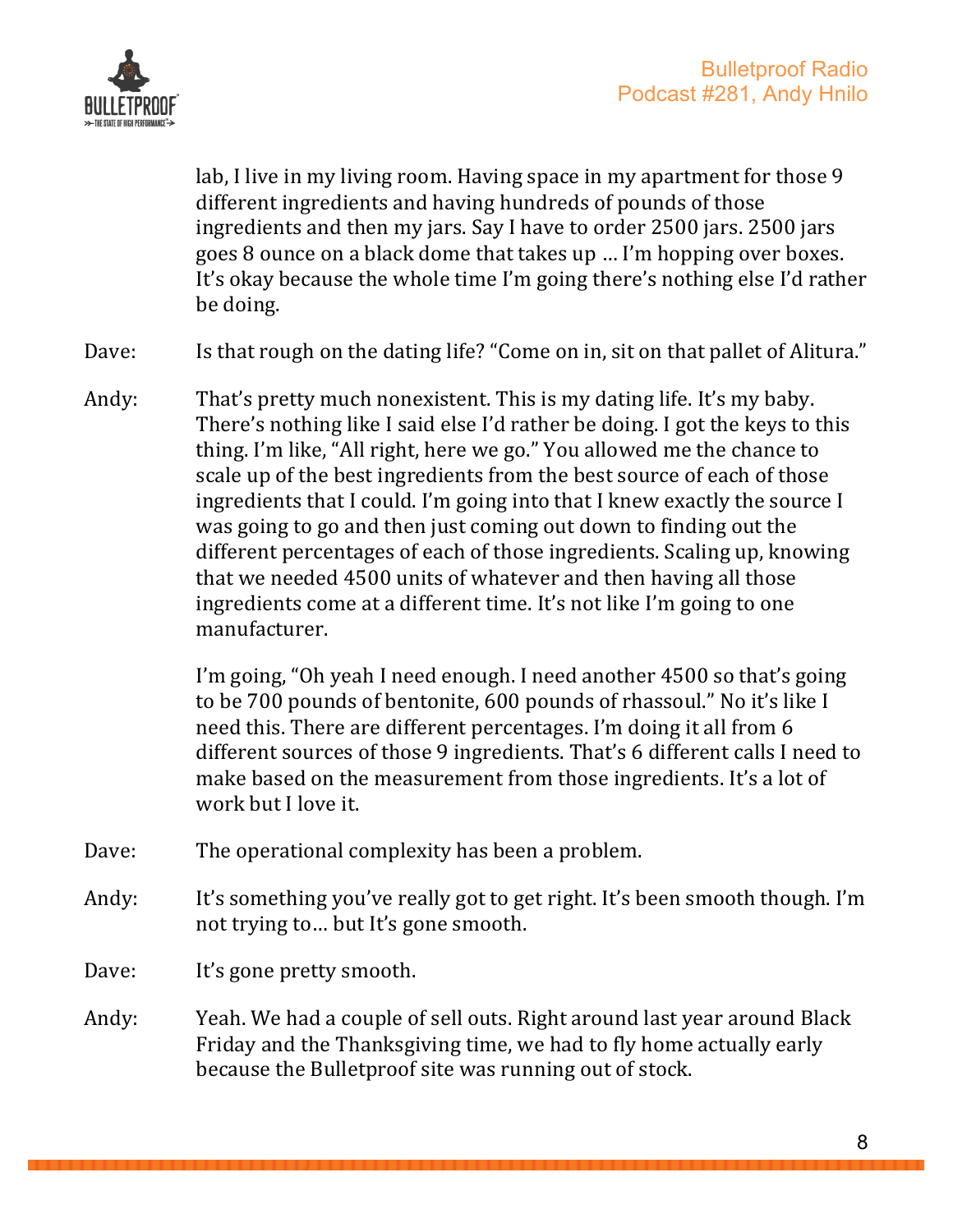lab, I live in my living room. Having space in my apartment for those 9 different ingredients and having hundreds of pounds of those ingredients and then my jars. Say I have to order 2500 jars. 2500 jars goes 8 ounce on a black dome that takes up … I'm hopping over boxes. It's okay because the whole time I'm going there's nothing else I'd rather be doing.

Dave: Is that rough on the dating life? "Come on in, sit on that pallet of Alitura."

Andy: That's pretty much nonexistent. This is my dating life. It's my baby. There's nothing like I said else I'd rather be doing. I got the keys to this thing. I'm like, "All right, here we go." You allowed me the chance to scale up of the best ingredients from the best source of each of those ingredients that I could. I'm going into that I knew exactly the source I was going to go and then just coming out down to finding out the different percentages of each of those ingredients. Scaling up, knowing that we needed 4500 units of whatever and then having all those ingredients come at a different time. It's not like I'm going to one manufacturer.

I'm going, "Oh yeah I need enough. I need another 4500 so that's going to be 700 pounds of bentonite, 600 pounds of rhassoul." No it's like I need this. There are different percentages. I'm doing it all from 6 different sources of those 9 ingredients. That's 6 different calls I need to make based on the measurement from those ingredients. It's a lot of work but I love it.

Dave: The operational complexity has been a problem.

Andy: It's something you've really got to get right. It's been smooth though. I'm not trying to… but It's gone smooth.

Dave: It's gone pretty smooth.

Andy: Yeah. We had a couple of sell outs. Right around last year around Black Friday and the Thanksgiving time, we had to fly home actually early because the Bulletproof site was running out of stock.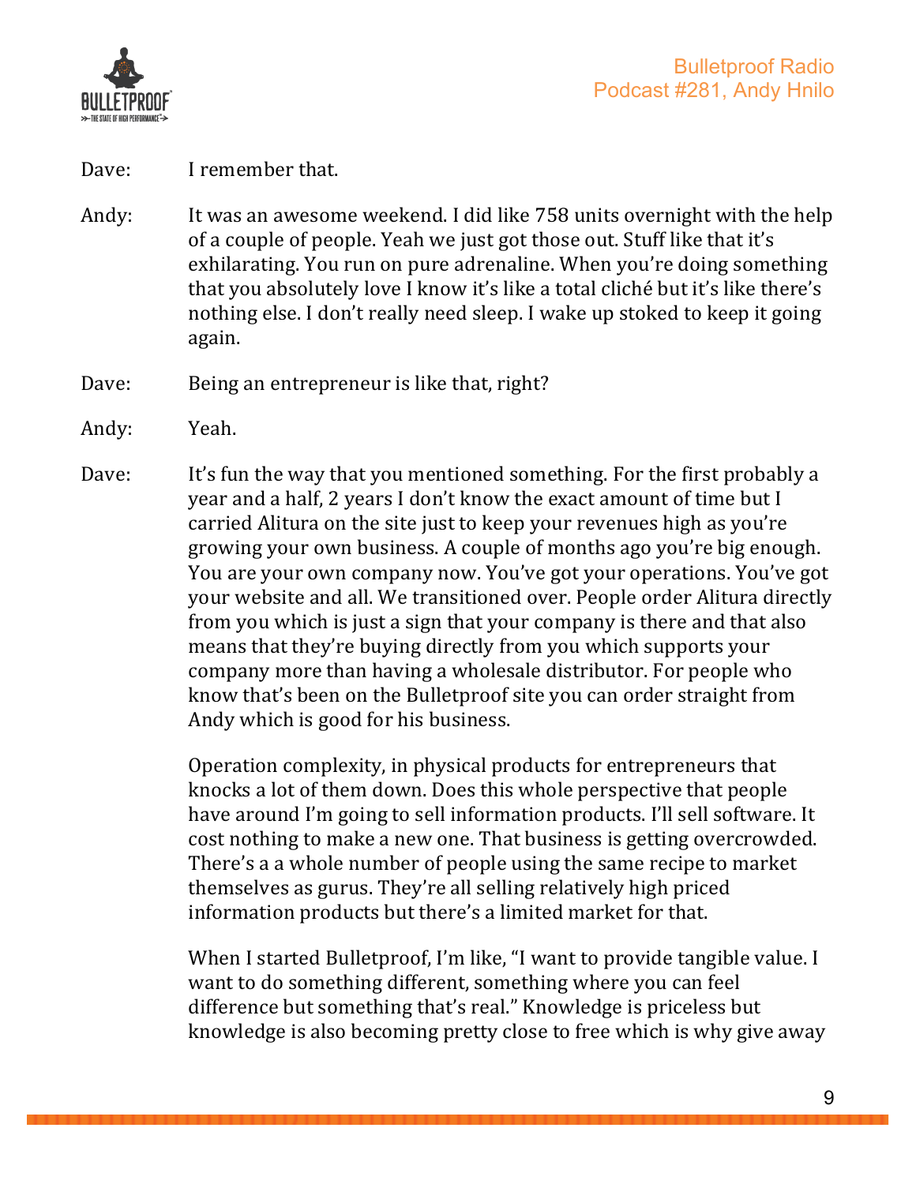Dave: I remember that.

Andy: It was an awesome weekend. I did like 758 units overnight with the help of a couple of people. Yeah we just got those out. Stuff like that it's exhilarating. You run on pure adrenaline. When you're doing something that you absolutely love I know it's like a total cliché but it's like there's nothing else. I don't really need sleep. I wake up stoked to keep it going again.

Dave: Being an entrepreneur is like that, right?

Andy: Yeah.

Dave: It's fun the way that you mentioned something. For the first probably a year and a half, 2 years I don't know the exact amount of time but I carried Alitura on the site just to keep your revenues high as you're growing your own business. A couple of months ago you're big enough. You are your own company now. You've got your operations. You've got your website and all. We transitioned over. People order Alitura directly from you which is just a sign that your company is there and that also means that they're buying directly from you which supports your company more than having a wholesale distributor. For people who know that's been on the Bulletproof site you can order straight from Andy which is good for his business.

Operation complexity, in physical products for entrepreneurs that knocks a lot of them down. Does this whole perspective that people have around I'm going to sell information products. I'll sell software. It cost nothing to make a new one. That business is getting overcrowded. There's a a whole number of people using the same recipe to market themselves as gurus. They're all selling relatively high priced information products but there's a limited market for that.

When I started Bulletproof, I'm like, "I want to provide tangible value. I want to do something different, something where you can feel difference but something that's real." Knowledge is priceless but knowledge is also becoming pretty close to free which is why give away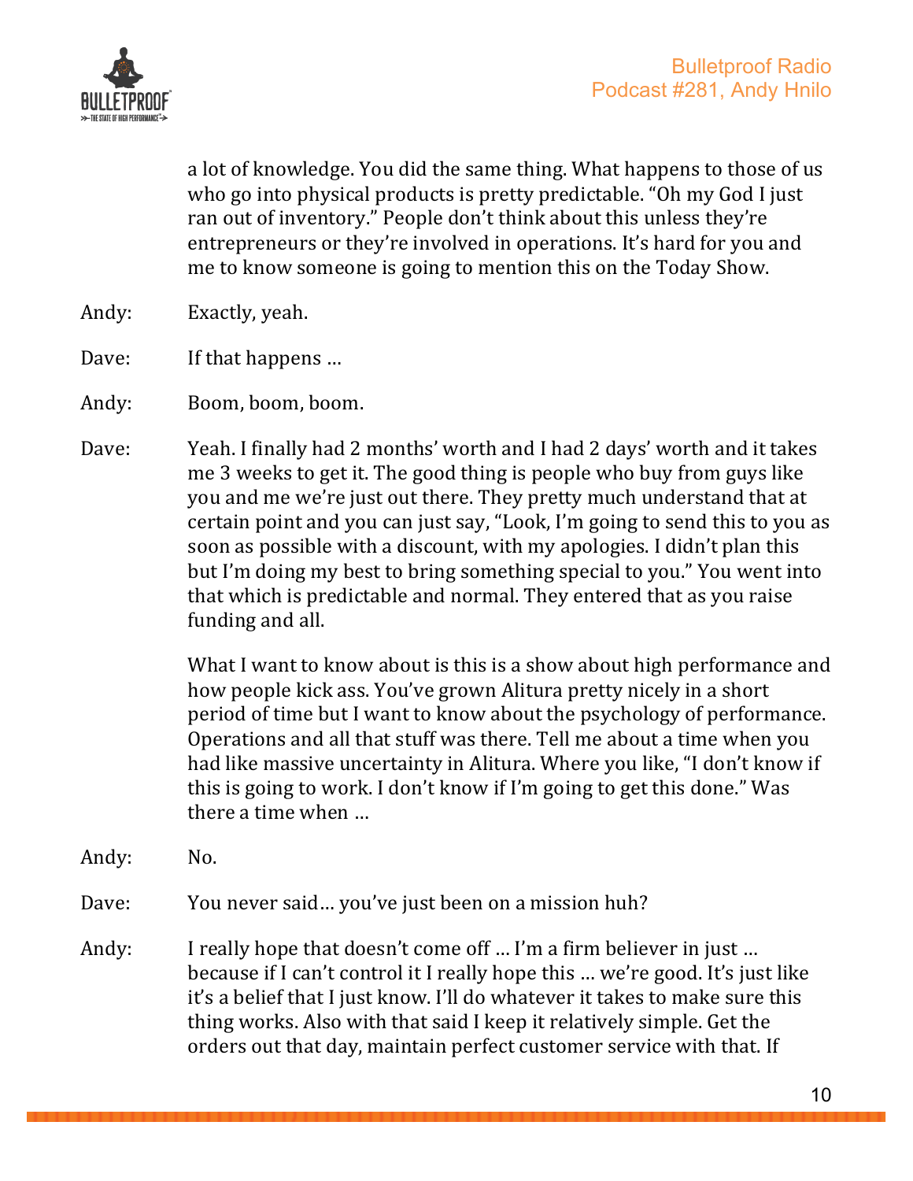a lot of knowledge. You did the same thing. What happens to those of us who go into physical products is pretty predictable. "Oh my God I just ran out of inventory." People don't think about this unless they're entrepreneurs or they're involved in operations. It's hard for you and me to know someone is going to mention this on the Today Show.

Andy: Exactly, yeah.

Dave: If that happens …

Andy: Boom, boom, boom.

Dave: Yeah. I finally had 2 months' worth and I had 2 days' worth and it takes me 3 weeks to get it. The good thing is people who buy from guys like you and me we're just out there. They pretty much understand that at certain point and you can just say, "Look, I'm going to send this to you as soon as possible with a discount, with my apologies. I didn't plan this but I'm doing my best to bring something special to you." You went into that which is predictable and normal. They entered that as you raise funding and all.

What I want to know about is this is a show about high performance and how people kick ass. You've grown Alitura pretty nicely in a short period of time but I want to know about the psychology of performance. Operations and all that stuff was there. Tell me about a time when you had like massive uncertainty in Alitura. Where you like, "I don't know if this is going to work. I don't know if I'm going to get this done." Was there a time when …

Andy: No.

Dave: You never said… you've just been on a mission huh?

Andy: I really hope that doesn't come off … I'm a firm believer in just … because if I can't control it I really hope this … we're good. It's just like it's a belief that I just know. I'll do whatever it takes to make sure this thing works. Also with that said I keep it relatively simple. Get the orders out that day, maintain perfect customer service with that. If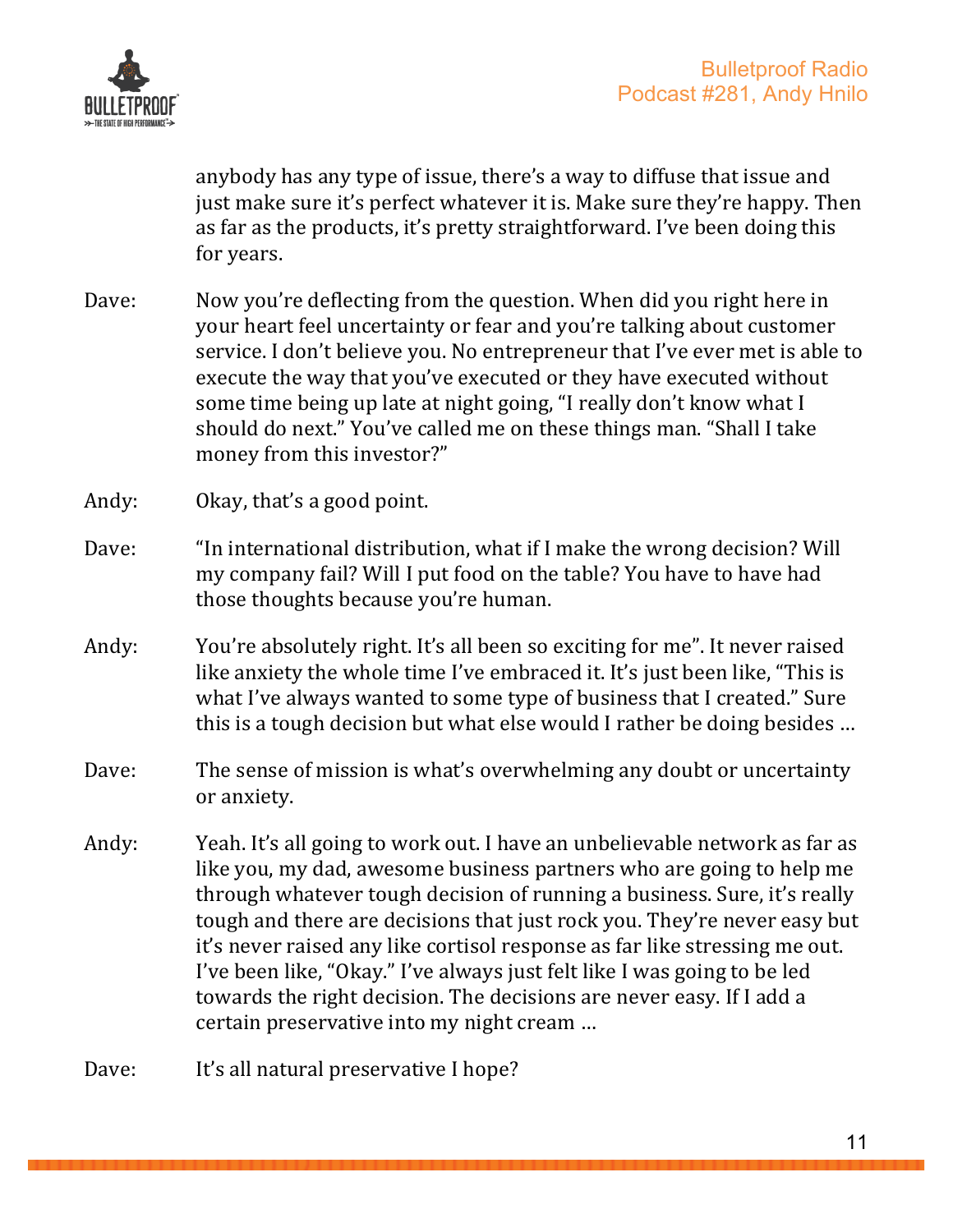anybody has any type of issue, there's a way to diffuse that issue and just make sure it's perfect whatever it is. Make sure they're happy. Then as far as the products, it's pretty straightforward. I've been doing this for years.

Dave: Now you're deflecting from the question. When did you right here in your heart feel uncertainty or fear and you're talking about customer service. I don't believe you. No entrepreneur that I've ever met is able to execute the way that you've executed or they have executed without some time being up late at night going, "I really don't know what I should do next." You've called me on these things man. "Shall I take money from this investor?"

Andy: Okay, that's a good point.

Dave: "In international distribution, what if I make the wrong decision? Will my company fail? Will I put food on the table? You have to have had those thoughts because you're human.

Andy: You're absolutely right. It's all been so exciting for me". It never raised like anxiety the whole time I've embraced it. It's just been like, "This is what I've always wanted to some type of business that I created." Sure this is a tough decision but what else would I rather be doing besides …

Dave: The sense of mission is what's overwhelming any doubt or uncertainty or anxiety.

Andy: Yeah. It's all going to work out. I have an unbelievable network as far as like you, my dad, awesome business partners who are going to help me through whatever tough decision of running a business. Sure, it's really tough and there are decisions that just rock you. They're never easy but it's never raised any like cortisol response as far like stressing me out. I've been like, "Okay." I've always just felt like I was going to be led towards the right decision. The decisions are never easy. If I add a certain preservative into my night cream …

Dave: It's all natural preservative I hope?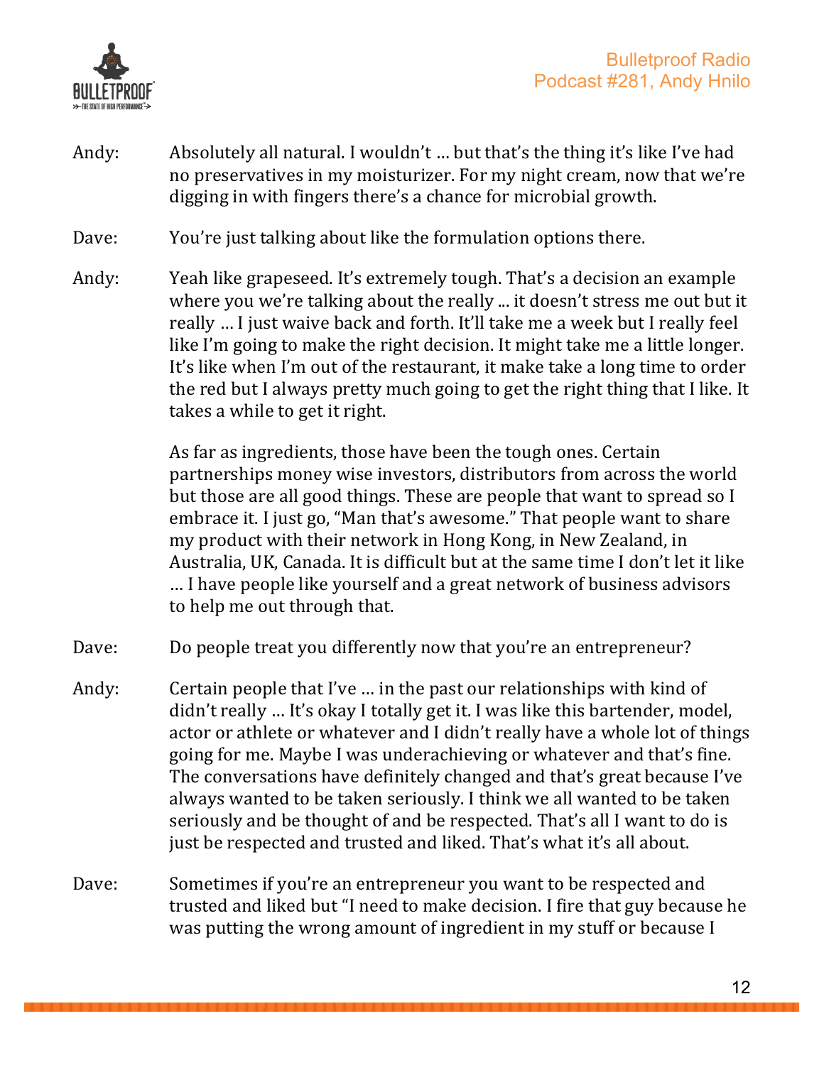Andy: Absolutely all natural. I wouldn't … but that's the thing it's like I've had no preservatives in my moisturizer. For my night cream, now that we're digging in with fingers there's a chance for microbial growth.

Dave: You're just talking about like the formulation options there.

Andy: Yeah like grapeseed. It's extremely tough. That's a decision an example where you we're talking about the really ... it doesn't stress me out but it really … I just waive back and forth. It'll take me a week but I really feel like I'm going to make the right decision. It might take me a little longer. It's like when I'm out of the restaurant, it make take a long time to order the red but I always pretty much going to get the right thing that I like. It takes a while to get it right.

As far as ingredients, those have been the tough ones. Certain partnerships money wise investors, distributors from across the world but those are all good things. These are people that want to spread so I embrace it. I just go, "Man that's awesome." That people want to share my product with their network in Hong Kong, in New Zealand, in Australia, UK, Canada. It is difficult but at the same time I don't let it like … I have people like yourself and a great network of business advisors to help me out through that.

Dave: Do people treat you differently now that you're an entrepreneur?

Andy: Certain people that I've … in the past our relationships with kind of didn't really … It's okay I totally get it. I was like this bartender, model, actor or athlete or whatever and I didn't really have a whole lot of things going for me. Maybe I was underachieving or whatever and that's fine. The conversations have definitely changed and that's great because I've always wanted to be taken seriously. I think we all wanted to be taken seriously and be thought of and be respected. That's all I want to do is just be respected and trusted and liked. That's what it's all about.

Dave: Sometimes if you're an entrepreneur you want to be respected and trusted and liked but "I need to make decision. I fire that guy because he was putting the wrong amount of ingredient in my stuff or because I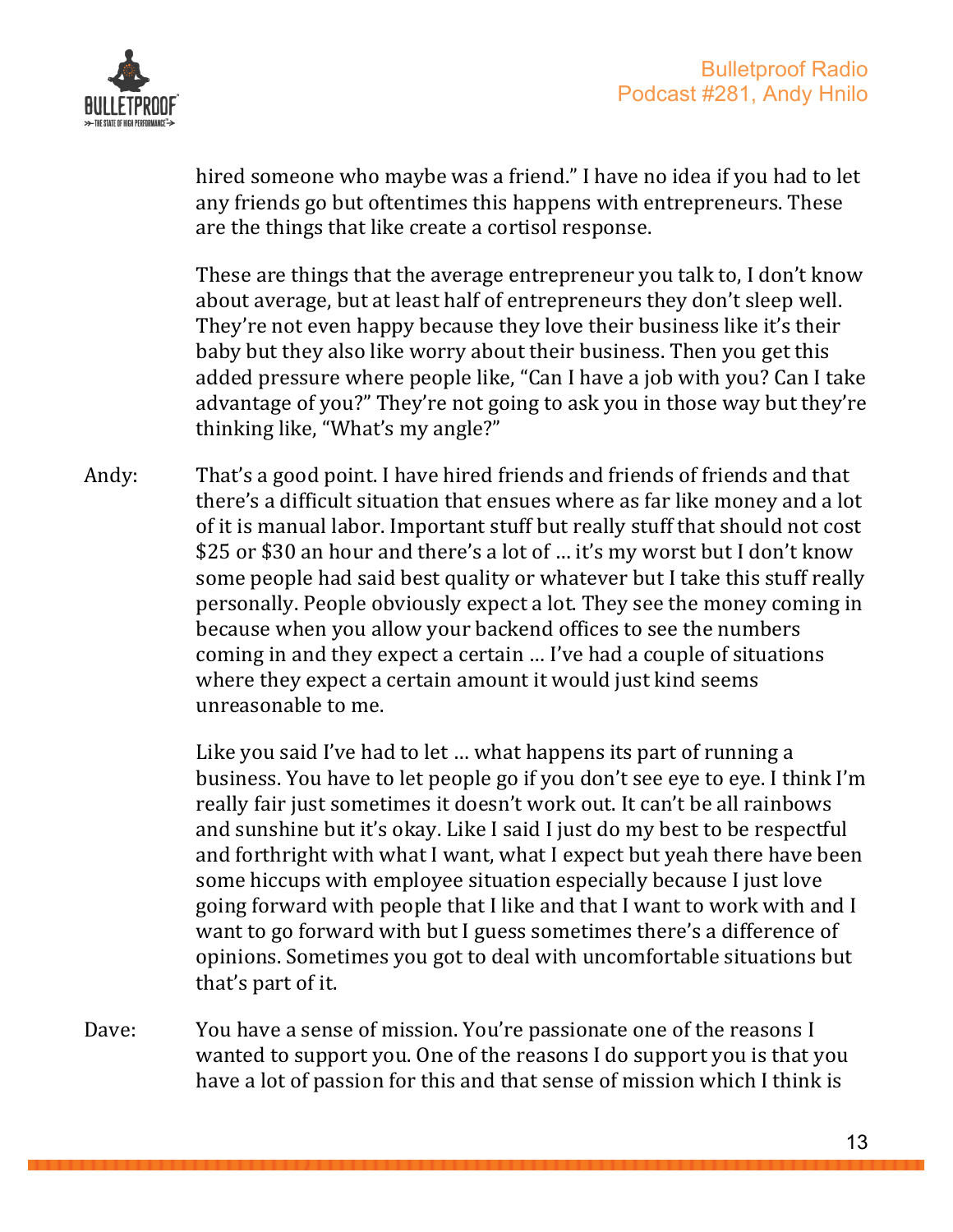hired someone who maybe was a friend." I have no idea if you had to let any friends go but oftentimes this happens with entrepreneurs. These are the things that like create a cortisol response.

These are things that the average entrepreneur you talk to, I don't know about average, but at least half of entrepreneurs they don't sleep well. They're not even happy because they love their business like it's their baby but they also like worry about their business. Then you get this added pressure where people like, "Can I have a job with you? Can I take advantage of you?" They're not going to ask you in those way but they're thinking like, "What's my angle?"

Andy: That's a good point. I have hired friends and friends of friends and that there's a difficult situation that ensues where as far like money and a lot of it is manual labor. Important stuff but really stuff that should not cost $25 or $30 an hour and there's a lot of … it's my worst but I don't know some people had said best quality or whatever but I take this stuff really personally. People obviously expect a lot. They see the money coming in because when you allow your backend offices to see the numbers coming in and they expect a certain … I've had a couple of situations where they expect a certain amount it would just kind seems unreasonable to me.

Like you said I've had to let … what happens its part of running a business. You have to let people go if you don't see eye to eye. I think I'm really fair just sometimes it doesn't work out. It can't be all rainbows and sunshine but it's okay. Like I said I just do my best to be respectful and forthright with what I want, what I expect but yeah there have been some hiccups with employee situation especially because I just love going forward with people that I like and that I want to work with and I want to go forward with but I guess sometimes there's a difference of opinions. Sometimes you got to deal with uncomfortable situations but that's part of it.

Dave: You have a sense of mission. You're passionate one of the reasons I wanted to support you. One of the reasons I do support you is that you have a lot of passion for this and that sense of mission which I think is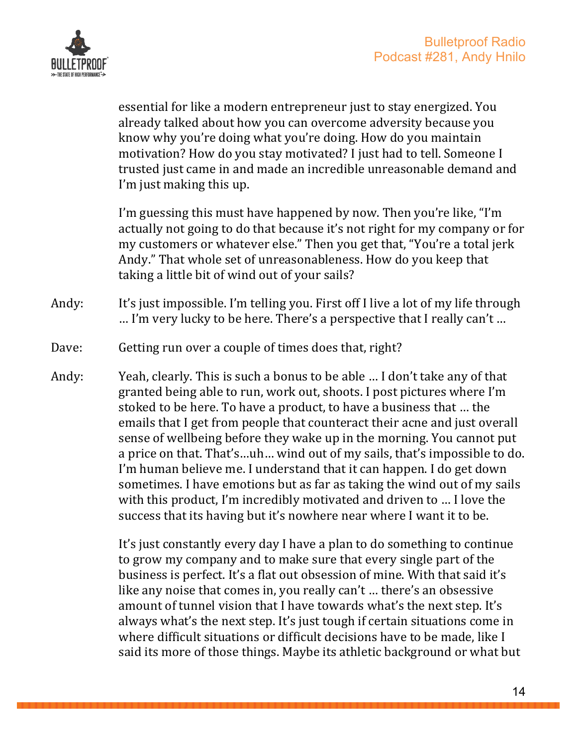essential for like a modern entrepreneur just to stay energized. You already talked about how you can overcome adversity because you know why you're doing what you're doing. How do you maintain motivation? How do you stay motivated? I just had to tell. Someone I trusted just came in and made an incredible unreasonable demand and I'm just making this up.

I'm guessing this must have happened by now. Then you're like, "I'm actually not going to do that because it's not right for my company or for my customers or whatever else." Then you get that, "You're a total jerk Andy." That whole set of unreasonableness. How do you keep that taking a little bit of wind out of your sails?

Andy: It's just impossible. I'm telling you. First off I live a lot of my life through … I'm very lucky to be here. There's a perspective that I really can't …

Dave: Getting run over a couple of times does that, right?

Andy: Yeah, clearly. This is such a bonus to be able … I don't take any of that granted being able to run, work out, shoots. I post pictures where I'm stoked to be here. To have a product, to have a business that … the emails that I get from people that counteract their acne and just overall sense of wellbeing before they wake up in the morning. You cannot put a price on that. That's…uh… wind out of my sails, that's impossible to do. I'm human believe me. I understand that it can happen. I do get down sometimes. I have emotions but as far as taking the wind out of my sails with this product, I'm incredibly motivated and driven to … I love the success that its having but it's nowhere near where I want it to be.

It's just constantly every day I have a plan to do something to continue to grow my company and to make sure that every single part of the business is perfect. It's a flat out obsession of mine. With that said it's like any noise that comes in, you really can't … there's an obsessive amount of tunnel vision that I have towards what's the next step. It's always what's the next step. It's just tough if certain situations come in where difficult situations or difficult decisions have to be made, like I said its more of those things. Maybe its athletic background or what but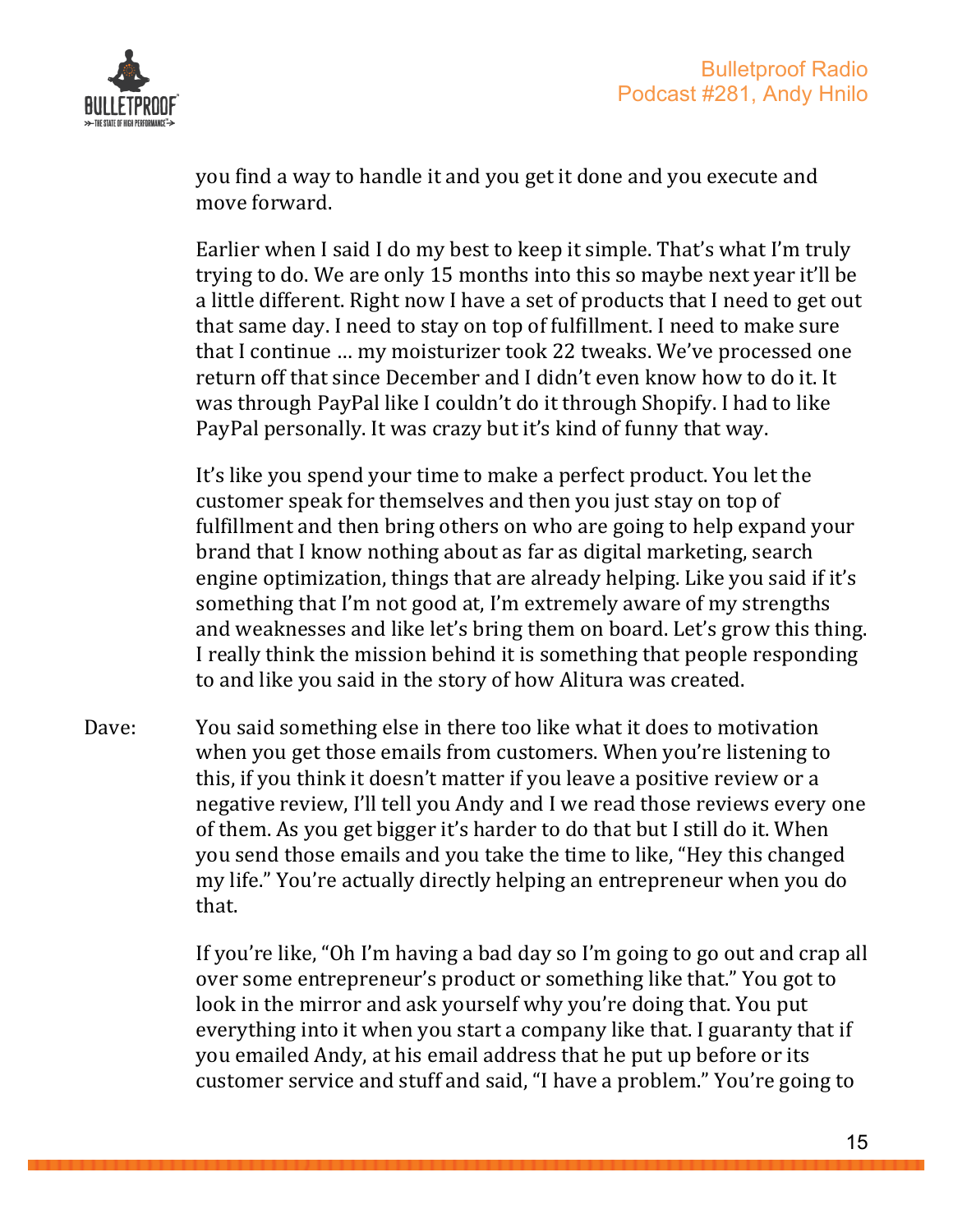you find a way to handle it and you get it done and you execute and move forward.

Earlier when I said I do my best to keep it simple. That's what I'm truly trying to do. We are only 15 months into this so maybe next year it'll be a little different. Right now I have a set of products that I need to get out that same day. I need to stay on top of fulfillment. I need to make sure that I continue … my moisturizer took 22 tweaks. We've processed one return off that since December and I didn't even know how to do it. It was through PayPal like I couldn't do it through Shopify. I had to like PayPal personally. It was crazy but it's kind of funny that way.

It's like you spend your time to make a perfect product. You let the customer speak for themselves and then you just stay on top of fulfillment and then bring others on who are going to help expand your brand that I know nothing about as far as digital marketing, search engine optimization, things that are already helping. Like you said if it's something that I'm not good at, I'm extremely aware of my strengths and weaknesses and like let's bring them on board. Let's grow this thing. I really think the mission behind it is something that people responding to and like you said in the story of how Alitura was created.

Dave: You said something else in there too like what it does to motivation when you get those emails from customers. When you're listening to this, if you think it doesn't matter if you leave a positive review or a negative review, I'll tell you Andy and I we read those reviews every one of them. As you get bigger it's harder to do that but I still do it. When you send those emails and you take the time to like, "Hey this changed my life." You're actually directly helping an entrepreneur when you do that.

If you're like, "Oh I'm having a bad day so I'm going to go out and crap all over some entrepreneur's product or something like that." You got to look in the mirror and ask yourself why you're doing that. You put everything into it when you start a company like that. I guaranty that if you emailed Andy, at his email address that he put up before or its customer service and stuff and said, "I have a problem." You're going to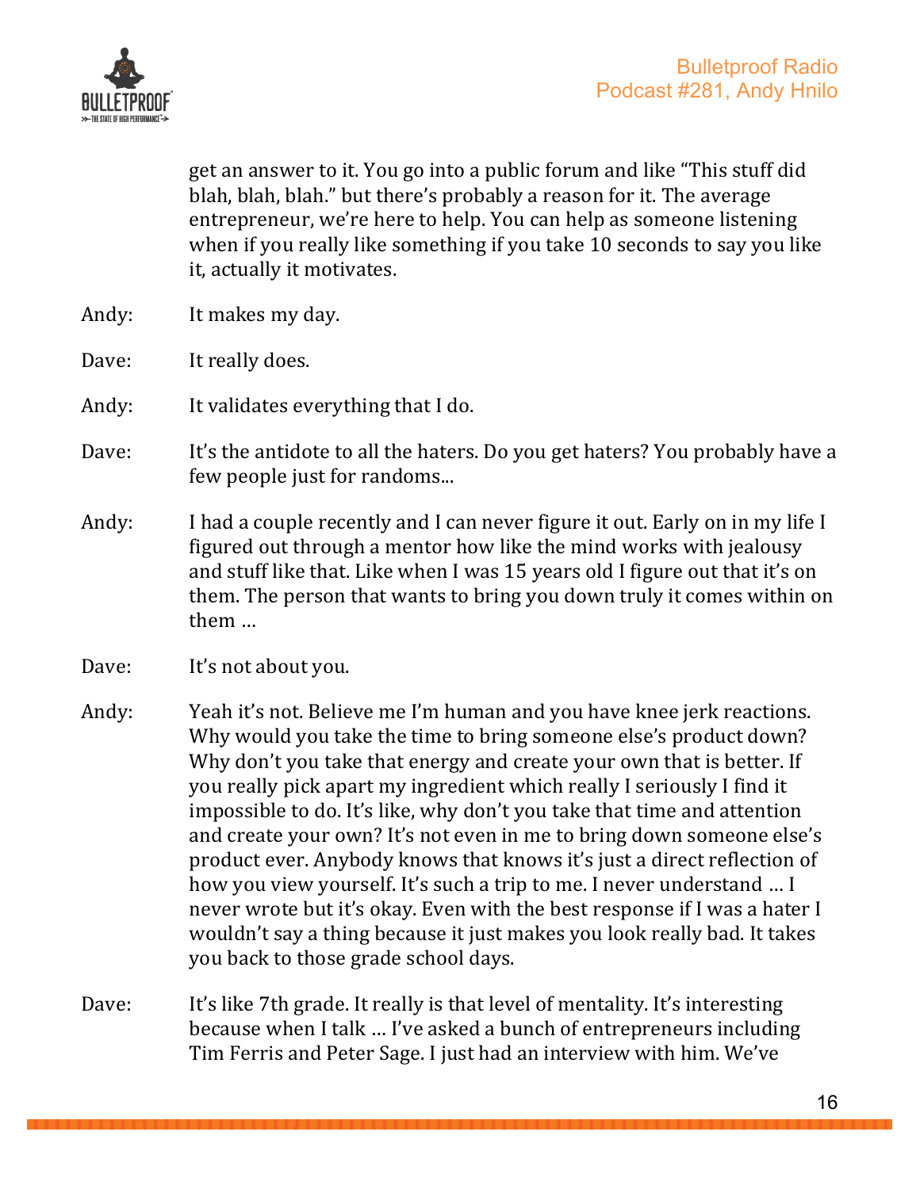get an answer to it. You go into a public forum and like "This stuff did blah, blah, blah." but there's probably a reason for it. The average entrepreneur, we're here to help. You can help as someone listening when if you really like something if you take 10 seconds to say you like it, actually it motivates.

Andy: It makes my day.

Dave: It really does.

Andy: It validates everything that I do.

Dave: It's the antidote to all the haters. Do you get haters? You probably have a few people just for randoms...

Andy: I had a couple recently and I can never figure it out. Early on in my life I figured out through a mentor how like the mind works with jealousy and stuff like that. Like when I was 15 years old I figure out that it's on them. The person that wants to bring you down truly it comes within on them …

Dave: It's not about you.

Andy: Yeah it's not. Believe me I'm human and you have knee jerk reactions. Why would you take the time to bring someone else's product down? Why don't you take that energy and create your own that is better. If you really pick apart my ingredient which really I seriously I find it impossible to do. It's like, why don't you take that time and attention and create your own? It's not even in me to bring down someone else's product ever. Anybody knows that knows it's just a direct reflection of how you view yourself. It's such a trip to me. I never understand … I never wrote but it's okay. Even with the best response if I was a hater I wouldn't say a thing because it just makes you look really bad. It takes you back to those grade school days.

Dave: It's like 7th grade. It really is that level of mentality. It's interesting because when I talk … I've asked a bunch of entrepreneurs including Tim Ferris and Peter Sage. I just had an interview with him. We've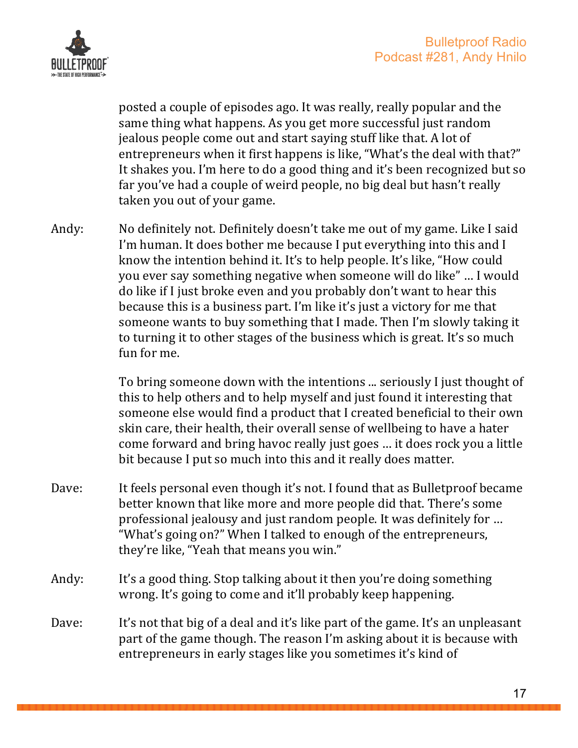posted a couple of episodes ago. It was really, really popular and the same thing what happens. As you get more successful just random jealous people come out and start saying stuff like that. A lot of entrepreneurs when it first happens is like, "What's the deal with that?" It shakes you. I'm here to do a good thing and it's been recognized but so far you've had a couple of weird people, no big deal but hasn't really taken you out of your game.

Andy: No definitely not. Definitely doesn't take me out of my game. Like I said I'm human. It does bother me because I put everything into this and I know the intention behind it. It's to help people. It's like, "How could you ever say something negative when someone will do like" … I would do like if I just broke even and you probably don't want to hear this because this is a business part. I'm like it's just a victory for me that someone wants to buy something that I made. Then I'm slowly taking it to turning it to other stages of the business which is great. It's so much fun for me.

To bring someone down with the intentions ... seriously I just thought of this to help others and to help myself and just found it interesting that someone else would find a product that I created beneficial to their own skin care, their health, their overall sense of wellbeing to have a hater come forward and bring havoc really just goes … it does rock you a little bit because I put so much into this and it really does matter.

Dave: It feels personal even though it's not. I found that as Bulletproof became better known that like more and more people did that. There's some professional jealousy and just random people. It was definitely for … "What's going on?" When I talked to enough of the entrepreneurs, they're like, "Yeah that means you win."

Andy: It's a good thing. Stop talking about it then you're doing something wrong. It's going to come and it'll probably keep happening.

Dave: It's not that big of a deal and it's like part of the game. It's an unpleasant part of the game though. The reason I'm asking about it is because with entrepreneurs in early stages like you sometimes it's kind of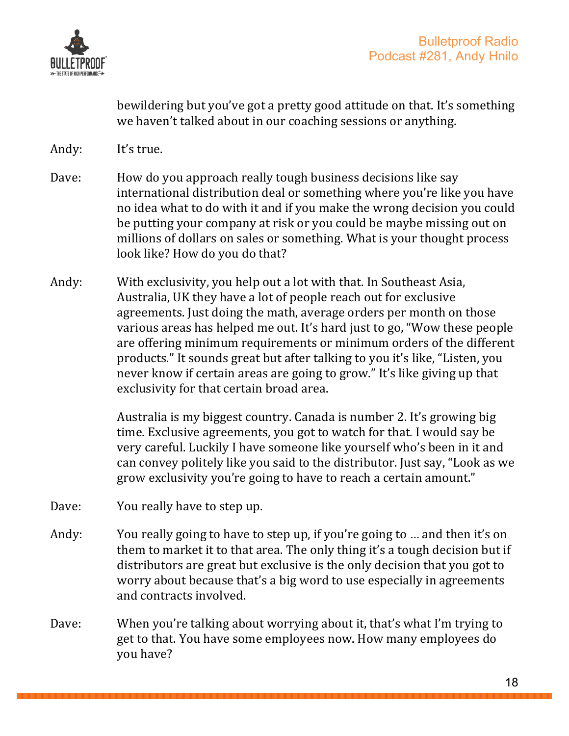bewildering but you've got a pretty good attitude on that. It's something we haven't talked about in our coaching sessions or anything.

Andy: It's true.

Dave: How do you approach really tough business decisions like say international distribution deal or something where you're like you have no idea what to do with it and if you make the wrong decision you could be putting your company at risk or you could be maybe missing out on millions of dollars on sales or something. What is your thought process look like? How do you do that?

Andy: With exclusivity, you help out a lot with that. In Southeast Asia, Australia, UK they have a lot of people reach out for exclusive agreements. Just doing the math, average orders per month on those various areas has helped me out. It's hard just to go, "Wow these people are offering minimum requirements or minimum orders of the different products." It sounds great but after talking to you it's like, "Listen, you never know if certain areas are going to grow." It's like giving up that exclusivity for that certain broad area.

Australia is my biggest country. Canada is number 2. It's growing big time. Exclusive agreements, you got to watch for that. I would say be very careful. Luckily I have someone like yourself who's been in it and can convey politely like you said to the distributor. Just say, "Look as we grow exclusivity you're going to have to reach a certain amount."

Dave: You really have to step up.

Andy: You really going to have to step up, if you're going to … and then it's on them to market it to that area. The only thing it's a tough decision but if distributors are great but exclusive is the only decision that you got to worry about because that's a big word to use especially in agreements and contracts involved.

Dave: When you're talking about worrying about it, that's what I'm trying to get to that. You have some employees now. How many employees do you have?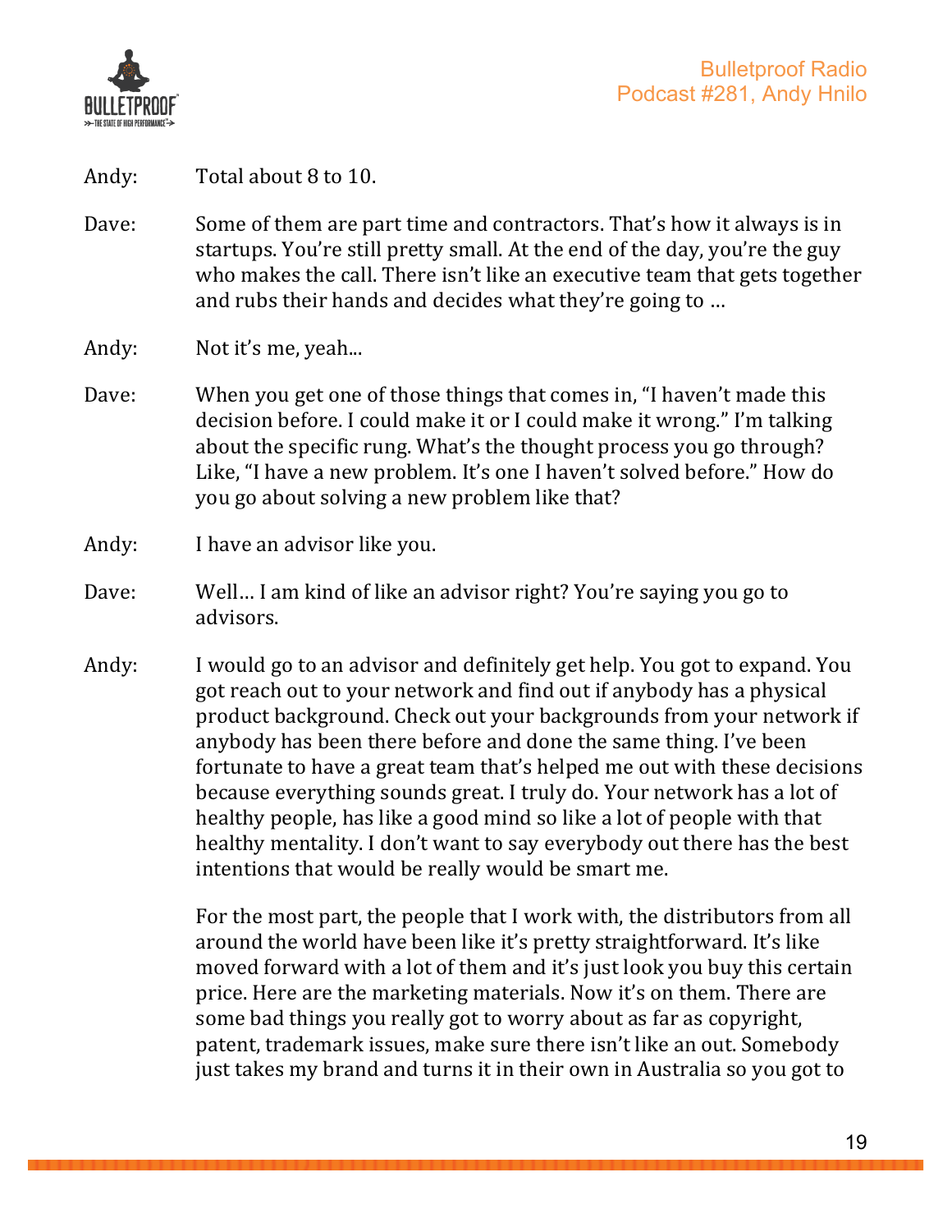Andy: Total about 8 to 10.

Dave: Some of them are part time and contractors. That's how it always is in startups. You're still pretty small. At the end of the day, you're the guy who makes the call. There isn't like an executive team that gets together and rubs their hands and decides what they're going to …

Andy: Not it's me, yeah...

Dave: When you get one of those things that comes in, "I haven't made this decision before. I could make it or I could make it wrong." I'm talking about the specific rung. What's the thought process you go through? Like, "I have a new problem. It's one I haven't solved before." How do you go about solving a new problem like that?

Andy: I have an advisor like you.

Dave: Well… I am kind of like an advisor right? You're saying you go to advisors.

Andy: I would go to an advisor and definitely get help. You got to expand. You got reach out to your network and find out if anybody has a physical product background. Check out your backgrounds from your network if anybody has been there before and done the same thing. I've been fortunate to have a great team that's helped me out with these decisions because everything sounds great. I truly do. Your network has a lot of healthy people, has like a good mind so like a lot of people with that healthy mentality. I don't want to say everybody out there has the best intentions that would be really would be smart me.

For the most part, the people that I work with, the distributors from all around the world have been like it's pretty straightforward. It's like moved forward with a lot of them and it's just look you buy this certain price. Here are the marketing materials. Now it's on them. There are some bad things you really got to worry about as far as copyright, patent, trademark issues, make sure there isn't like an out. Somebody just takes my brand and turns it in their own in Australia so you got to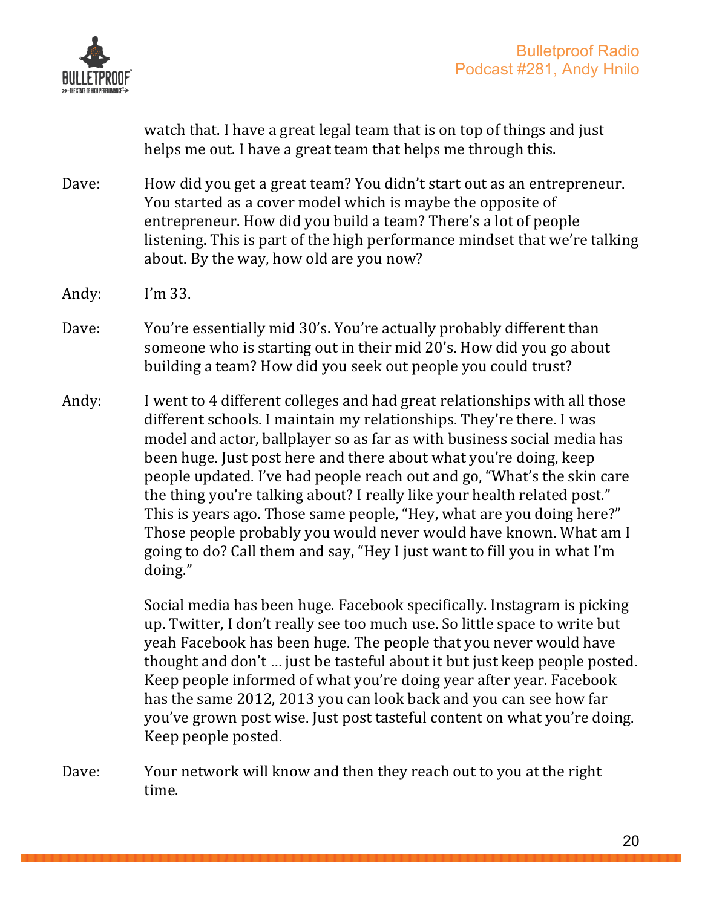watch that. I have a great legal team that is on top of things and just helps me out. I have a great team that helps me through this.

Dave: How did you get a great team? You didn't start out as an entrepreneur. You started as a cover model which is maybe the opposite of entrepreneur. How did you build a team? There's a lot of people listening. This is part of the high performance mindset that we're talking about. By the way, how old are you now?

Andy: I'm 33.

Dave: You're essentially mid 30's. You're actually probably different than someone who is starting out in their mid 20's. How did you go about building a team? How did you seek out people you could trust?

Andy: I went to 4 different colleges and had great relationships with all those different schools. I maintain my relationships. They're there. I was model and actor, ballplayer so as far as with business social media has been huge. Just post here and there about what you're doing, keep people updated. I've had people reach out and go, "What's the skin care the thing you're talking about? I really like your health related post." This is years ago. Those same people, "Hey, what are you doing here?" Those people probably you would never would have known. What am I going to do? Call them and say, "Hey I just want to fill you in what I'm doing."

Social media has been huge. Facebook specifically. Instagram is picking up. Twitter, I don't really see too much use. So little space to write but yeah Facebook has been huge. The people that you never would have thought and don't … just be tasteful about it but just keep people posted. Keep people informed of what you're doing year after year. Facebook has the same 2012, 2013 you can look back and you can see how far you've grown post wise. Just post tasteful content on what you're doing. Keep people posted.

Dave: Your network will know and then they reach out to you at the right time.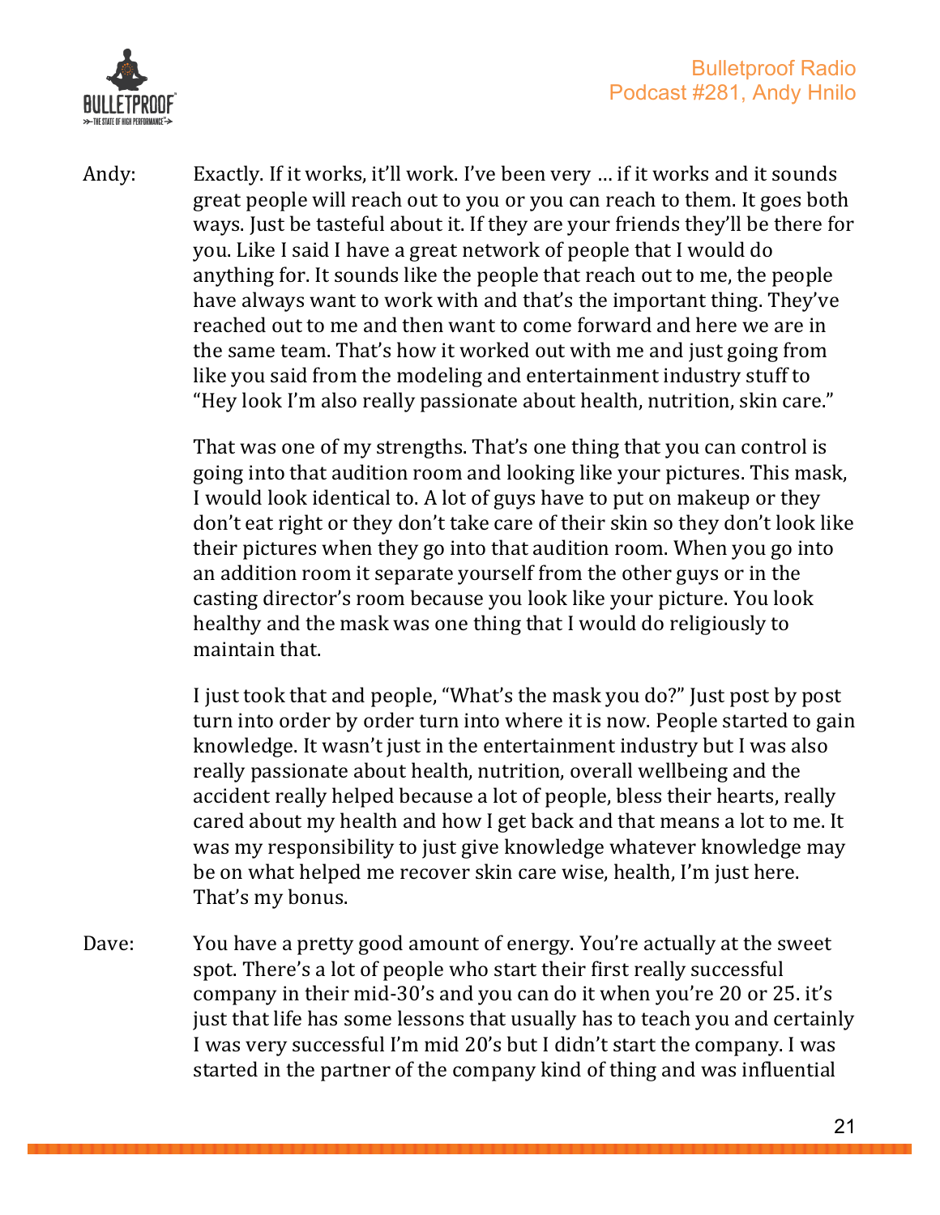Andy: Exactly. If it works, it'll work. I've been very … if it works and it sounds great people will reach out to you or you can reach to them. It goes both ways. Just be tasteful about it. If they are your friends they'll be there for you. Like I said I have a great network of people that I would do anything for. It sounds like the people that reach out to me, the people have always want to work with and that's the important thing. They've reached out to me and then want to come forward and here we are in the same team. That's how it worked out with me and just going from like you said from the modeling and entertainment industry stuff to "Hey look I'm also really passionate about health, nutrition, skin care."

That was one of my strengths. That's one thing that you can control is going into that audition room and looking like your pictures. This mask, I would look identical to. A lot of guys have to put on makeup or they don't eat right or they don't take care of their skin so they don't look like their pictures when they go into that audition room. When you go into an addition room it separate yourself from the other guys or in the casting director's room because you look like your picture. You look healthy and the mask was one thing that I would do religiously to maintain that.

I just took that and people, "What's the mask you do?" Just post by post turn into order by order turn into where it is now. People started to gain knowledge. It wasn't just in the entertainment industry but I was also really passionate about health, nutrition, overall wellbeing and the accident really helped because a lot of people, bless their hearts, really cared about my health and how I get back and that means a lot to me. It was my responsibility to just give knowledge whatever knowledge may be on what helped me recover skin care wise, health, I'm just here. That's my bonus.

Dave: You have a pretty good amount of energy. You're actually at the sweet spot. There's a lot of people who start their first really successful company in their mid-30's and you can do it when you're 20 or 25. it's just that life has some lessons that usually has to teach you and certainly I was very successful I'm mid 20's but I didn't start the company. I was started in the partner of the company kind of thing and was influential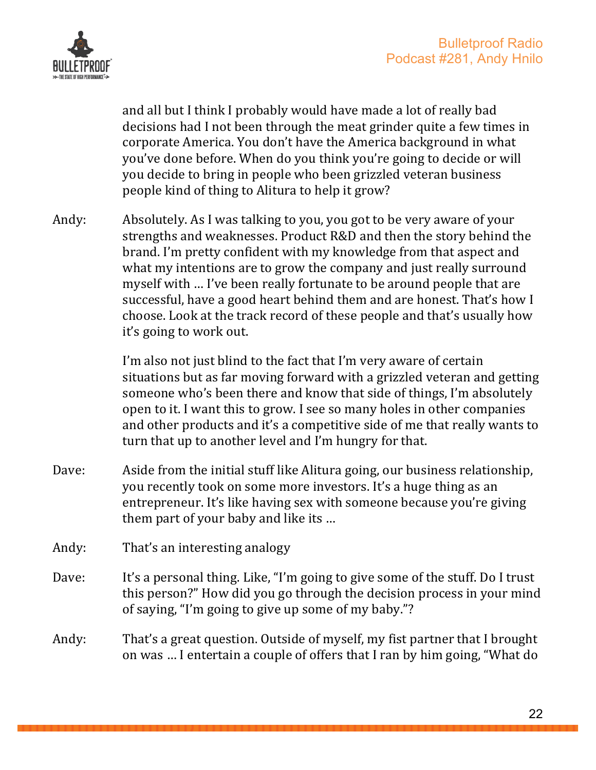and all but I think I probably would have made a lot of really bad decisions had I not been through the meat grinder quite a few times in corporate America. You don't have the America background in what you've done before. When do you think you're going to decide or will you decide to bring in people who been grizzled veteran business people kind of thing to Alitura to help it grow?

Andy: Absolutely. As I was talking to you, you got to be very aware of your strengths and weaknesses. Product R&D and then the story behind the brand. I'm pretty confident with my knowledge from that aspect and what my intentions are to grow the company and just really surround myself with … I've been really fortunate to be around people that are successful, have a good heart behind them and are honest. That's how I choose. Look at the track record of these people and that's usually how it's going to work out.

I'm also not just blind to the fact that I'm very aware of certain situations but as far moving forward with a grizzled veteran and getting someone who's been there and know that side of things, I'm absolutely open to it. I want this to grow. I see so many holes in other companies and other products and it's a competitive side of me that really wants to turn that up to another level and I'm hungry for that.

Dave: Aside from the initial stuff like Alitura going, our business relationship, you recently took on some more investors. It's a huge thing as an entrepreneur. It's like having sex with someone because you're giving them part of your baby and like its …

Andy: That's an interesting analogy

Dave: It's a personal thing. Like, "I'm going to give some of the stuff. Do I trust this person?" How did you go through the decision process in your mind of saying, "I'm going to give up some of my baby."?

Andy: That's a great question. Outside of myself, my fist partner that I brought on was … I entertain a couple of offers that I ran by him going, "What do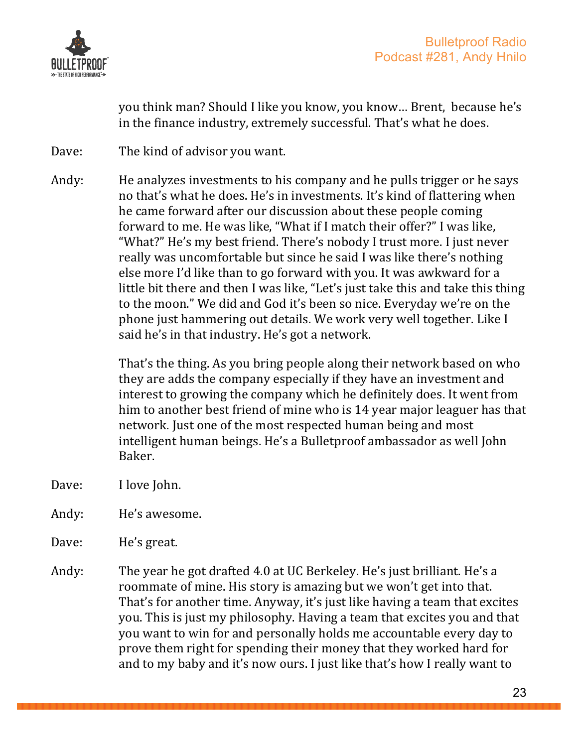you think man? Should I like you know, you know… Brent, because he's in the finance industry, extremely successful. That's what he does.

Dave: The kind of advisor you want.

Andy: He analyzes investments to his company and he pulls trigger or he says no that's what he does. He's in investments. It's kind of flattering when he came forward after our discussion about these people coming forward to me. He was like, "What if I match their offer?" I was like, "What?" He's my best friend. There's nobody I trust more. I just never really was uncomfortable but since he said I was like there's nothing else more I'd like than to go forward with you. It was awkward for a little bit there and then I was like, "Let's just take this and take this thing to the moon." We did and God it's been so nice. Everyday we're on the phone just hammering out details. We work very well together. Like I said he's in that industry. He's got a network.

That's the thing. As you bring people along their network based on who they are adds the company especially if they have an investment and interest to growing the company which he definitely does. It went from him to another best friend of mine who is 14 year major leaguer has that network. Just one of the most respected human being and most intelligent human beings. He's a Bulletproof ambassador as well John Baker.

Dave: I love John.

Andy: He's awesome.

Dave: He's great.

Andy: The year he got drafted 4.0 at UC Berkeley. He's just brilliant. He's a roommate of mine. His story is amazing but we won't get into that. That's for another time. Anyway, it's just like having a team that excites you. This is just my philosophy. Having a team that excites you and that you want to win for and personally holds me accountable every day to prove them right for spending their money that they worked hard for and to my baby and it's now ours. I just like that's how I really want to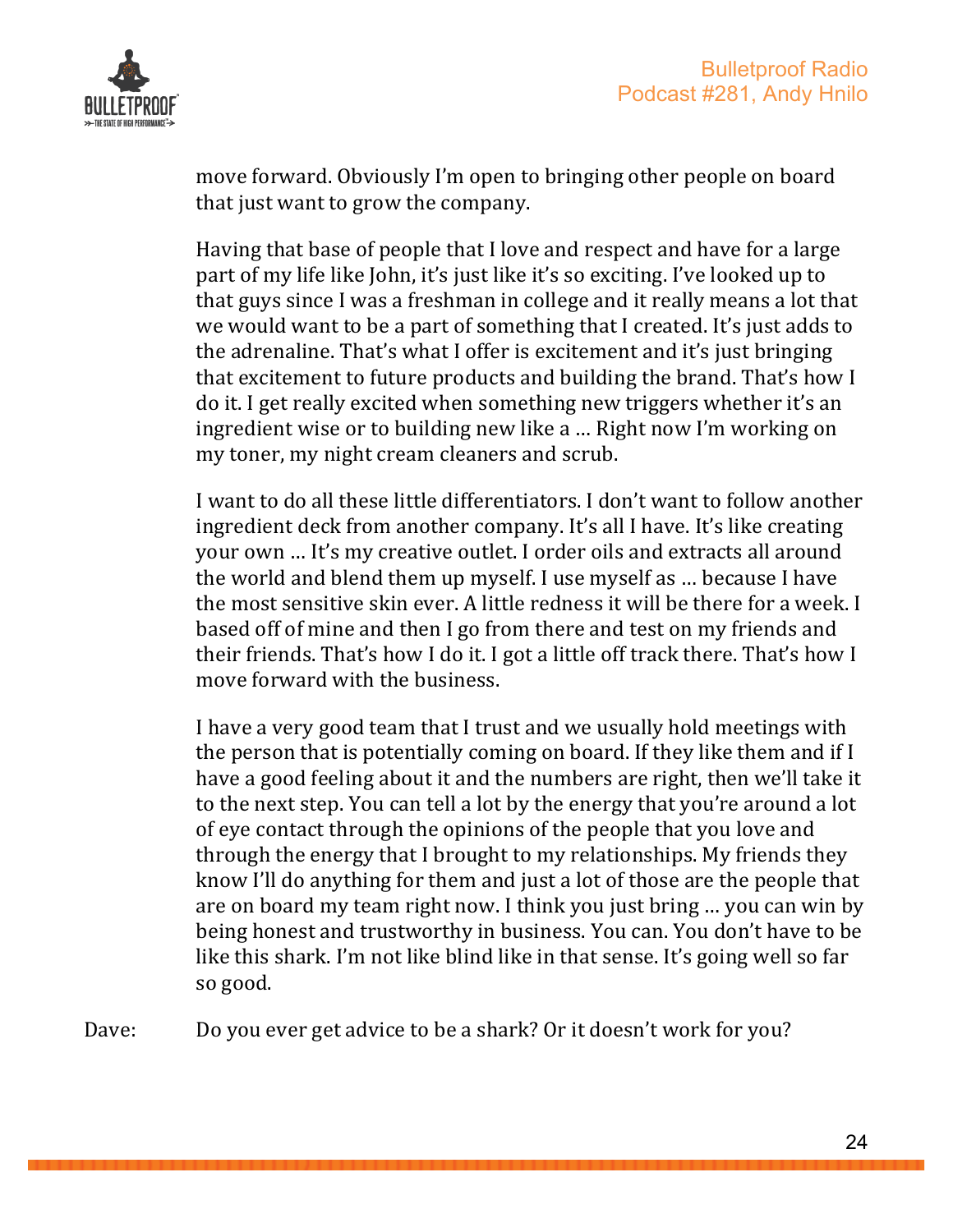move forward. Obviously I'm open to bringing other people on board that just want to grow the company.

Having that base of people that I love and respect and have for a large part of my life like John, it's just like it's so exciting. I've looked up to that guys since I was a freshman in college and it really means a lot that we would want to be a part of something that I created. It's just adds to the adrenaline. That's what I offer is excitement and it's just bringing that excitement to future products and building the brand. That's how I do it. I get really excited when something new triggers whether it's an ingredient wise or to building new like a … Right now I'm working on my toner, my night cream cleaners and scrub.

I want to do all these little differentiators. I don't want to follow another ingredient deck from another company. It's all I have. It's like creating your own … It's my creative outlet. I order oils and extracts all around the world and blend them up myself. I use myself as … because I have the most sensitive skin ever. A little redness it will be there for a week. I based off of mine and then I go from there and test on my friends and their friends. That's how I do it. I got a little off track there. That's how I move forward with the business.

I have a very good team that I trust and we usually hold meetings with the person that is potentially coming on board. If they like them and if I have a good feeling about it and the numbers are right, then we'll take it to the next step. You can tell a lot by the energy that you're around a lot of eye contact through the opinions of the people that you love and through the energy that I brought to my relationships. My friends they know I'll do anything for them and just a lot of those are the people that are on board my team right now. I think you just bring … you can win by being honest and trustworthy in business. You can. You don't have to be like this shark. I'm not like blind like in that sense. It's going well so far so good.

Dave: Do you ever get advice to be a shark? Or it doesn't work for you?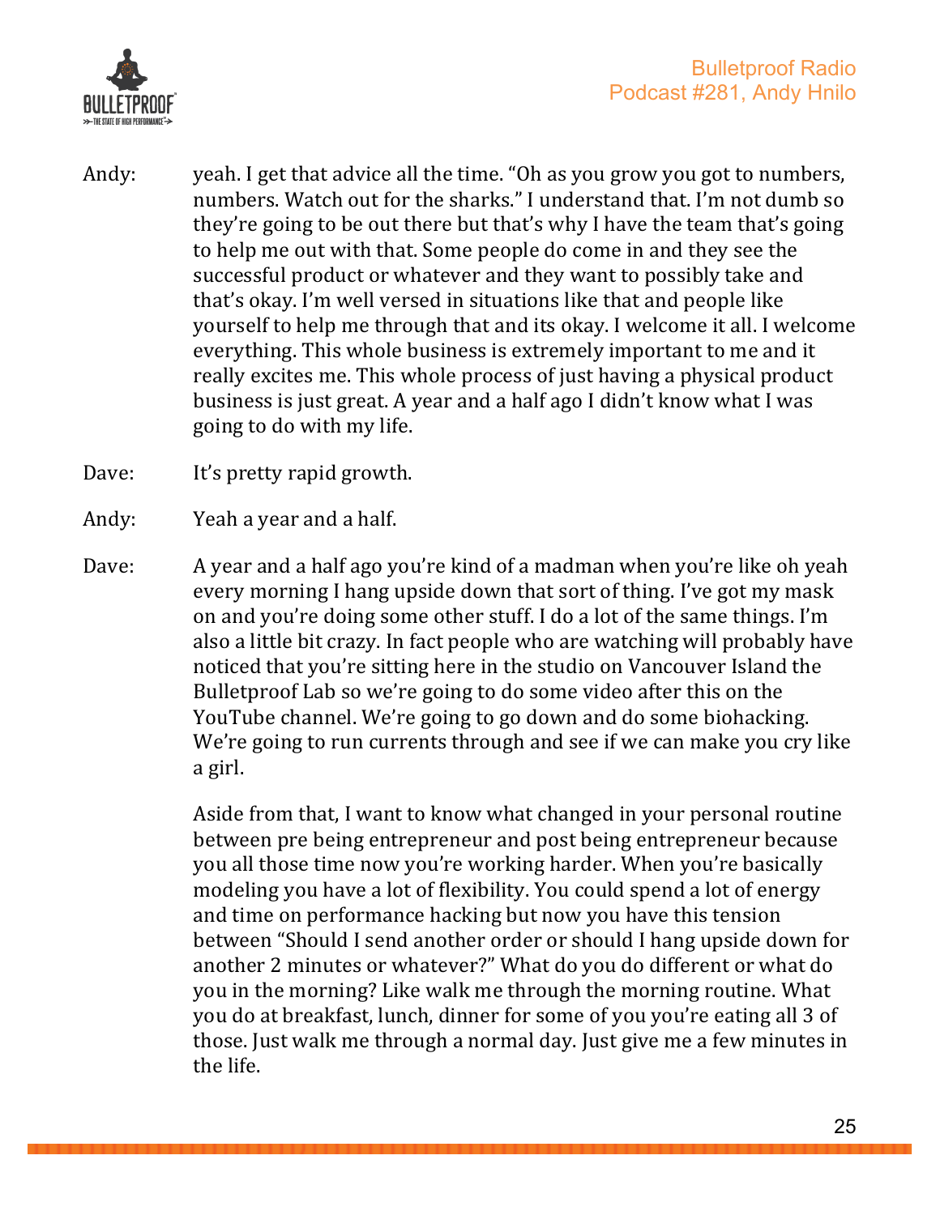Andy: yeah. I get that advice all the time. "Oh as you grow you got to numbers, numbers. Watch out for the sharks." I understand that. I'm not dumb so they're going to be out there but that's why I have the team that's going to help me out with that. Some people do come in and they see the successful product or whatever and they want to possibly take and that's okay. I'm well versed in situations like that and people like yourself to help me through that and its okay. I welcome it all. I welcome everything. This whole business is extremely important to me and it really excites me. This whole process of just having a physical product business is just great. A year and a half ago I didn't know what I was going to do with my life.

Dave: It's pretty rapid growth.

Andy: Yeah a year and a half.

Dave: A year and a half ago you're kind of a madman when you're like oh yeah every morning I hang upside down that sort of thing. I've got my mask on and you're doing some other stuff. I do a lot of the same things. I'm also a little bit crazy. In fact people who are watching will probably have noticed that you're sitting here in the studio on Vancouver Island the Bulletproof Lab so we're going to do some video after this on the YouTube channel. We're going to go down and do some biohacking. We're going to run currents through and see if we can make you cry like a girl.

Aside from that, I want to know what changed in your personal routine between pre being entrepreneur and post being entrepreneur because you all those time now you're working harder. When you're basically modeling you have a lot of flexibility. You could spend a lot of energy and time on performance hacking but now you have this tension between "Should I send another order or should I hang upside down for another 2 minutes or whatever?" What do you do different or what do you in the morning? Like walk me through the morning routine. What you do at breakfast, lunch, dinner for some of you you're eating all 3 of those. Just walk me through a normal day. Just give me a few minutes in the life.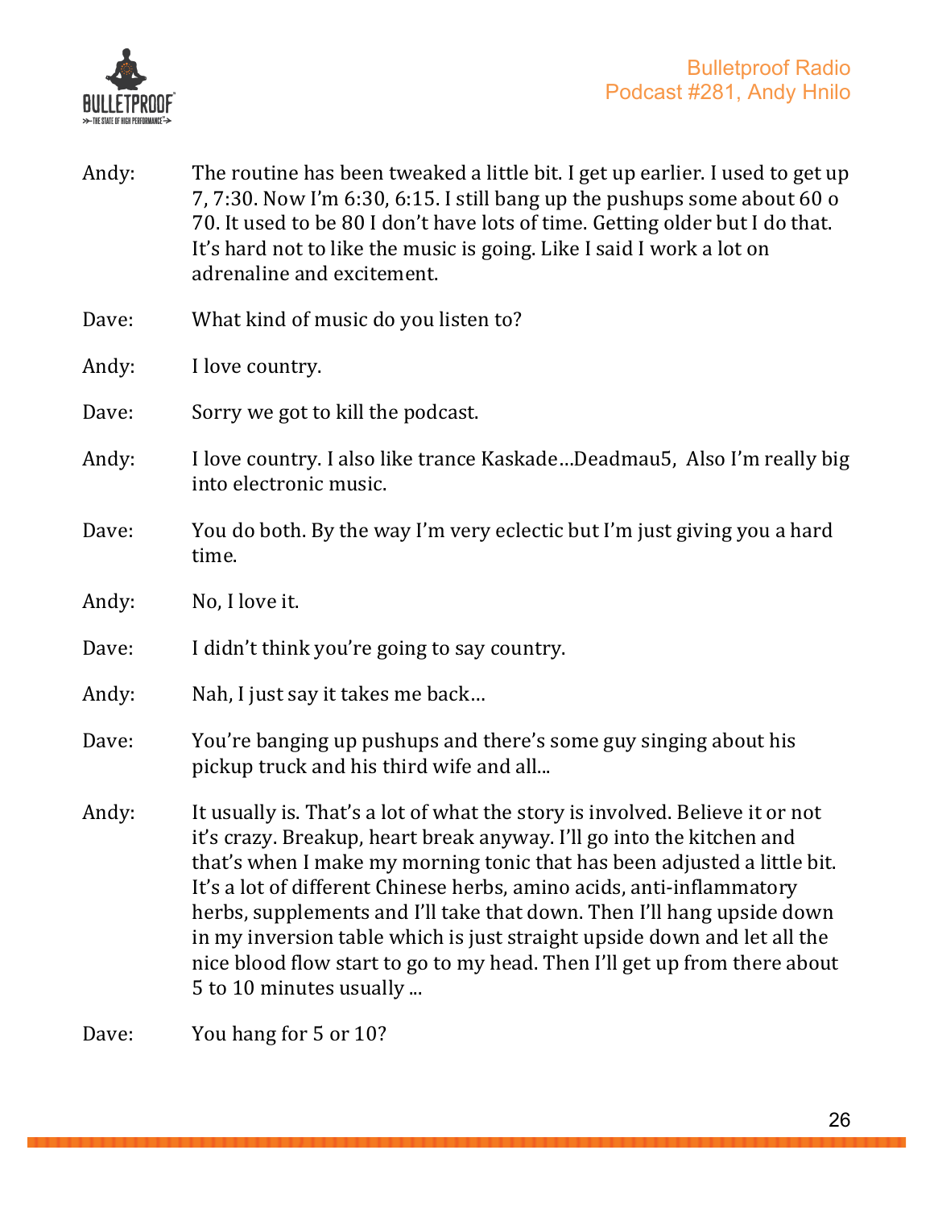Andy: The routine has been tweaked a little bit. I get up earlier. I used to get up 7, 7:30. Now I'm 6:30, 6:15. I still bang up the pushups some about 60 o 70. It used to be 80 I don't have lots of time. Getting older but I do that. It's hard not to like the music is going. Like I said I work a lot on adrenaline and excitement.

Dave: What kind of music do you listen to?

Andy: I love country.

Dave: Sorry we got to kill the podcast.

Andy: I love country. I also like trance Kaskade…Deadmau5, Also I'm really big into electronic music.

Dave: You do both. By the way I'm very eclectic but I'm just giving you a hard time.

Andy: No, I love it.

Dave: I didn't think you're going to say country.

Andy: Nah, I just say it takes me back…

Dave: You're banging up pushups and there's some guy singing about his pickup truck and his third wife and all...

Andy: It usually is. That's a lot of what the story is involved. Believe it or not it's crazy. Breakup, heart break anyway. I'll go into the kitchen and that's when I make my morning tonic that has been adjusted a little bit. It's a lot of different Chinese herbs, amino acids, anti-inflammatory herbs, supplements and I'll take that down. Then I'll hang upside down in my inversion table which is just straight upside down and let all the nice blood flow start to go to my head. Then I'll get up from there about 5 to 10 minutes usually ...

Dave: You hang for 5 or 10?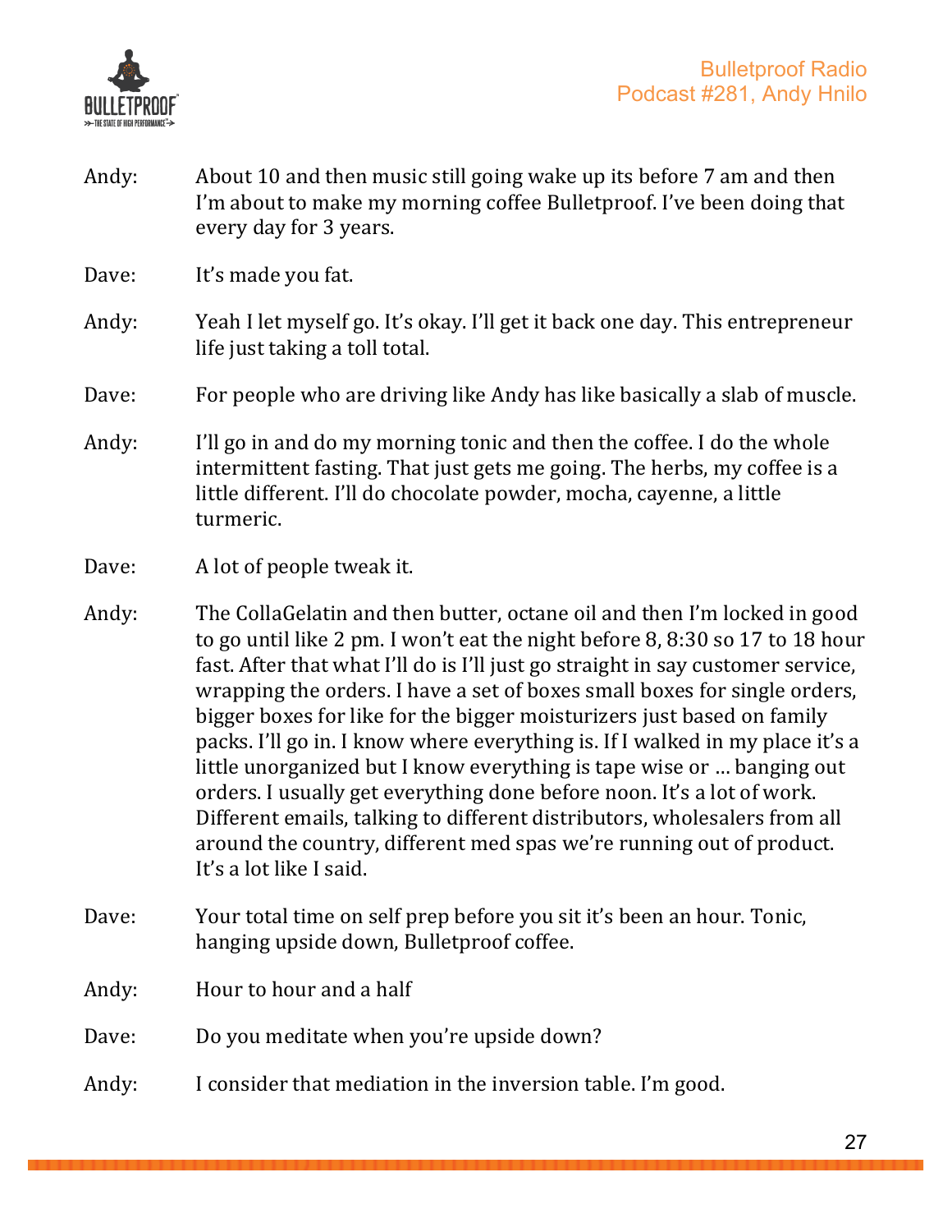Andy: About 10 and then music still going wake up its before 7 am and then I'm about to make my morning coffee Bulletproof. I've been doing that every day for 3 years.

Dave: It's made you fat.

Andy: Yeah I let myself go. It's okay. I'll get it back one day. This entrepreneur life just taking a toll total.

Dave: For people who are driving like Andy has like basically a slab of muscle.

Andy: I'll go in and do my morning tonic and then the coffee. I do the whole intermittent fasting. That just gets me going. The herbs, my coffee is a little different. I'll do chocolate powder, mocha, cayenne, a little turmeric.

Dave: A lot of people tweak it.

Andy: The CollaGelatin and then butter, octane oil and then I'm locked in good to go until like 2 pm. I won't eat the night before 8, 8:30 so 17 to 18 hour fast. After that what I'll do is I'll just go straight in say customer service, wrapping the orders. I have a set of boxes small boxes for single orders, bigger boxes for like for the bigger moisturizers just based on family packs. I'll go in. I know where everything is. If I walked in my place it's a little unorganized but I know everything is tape wise or … banging out orders. I usually get everything done before noon. It's a lot of work. Different emails, talking to different distributors, wholesalers from all around the country, different med spas we're running out of product. It's a lot like I said.

Dave: Your total time on self prep before you sit it's been an hour. Tonic, hanging upside down, Bulletproof coffee.

Andy: Hour to hour and a half

Dave: Do you meditate when you're upside down?

Andy: I consider that mediation in the inversion table. I'm good.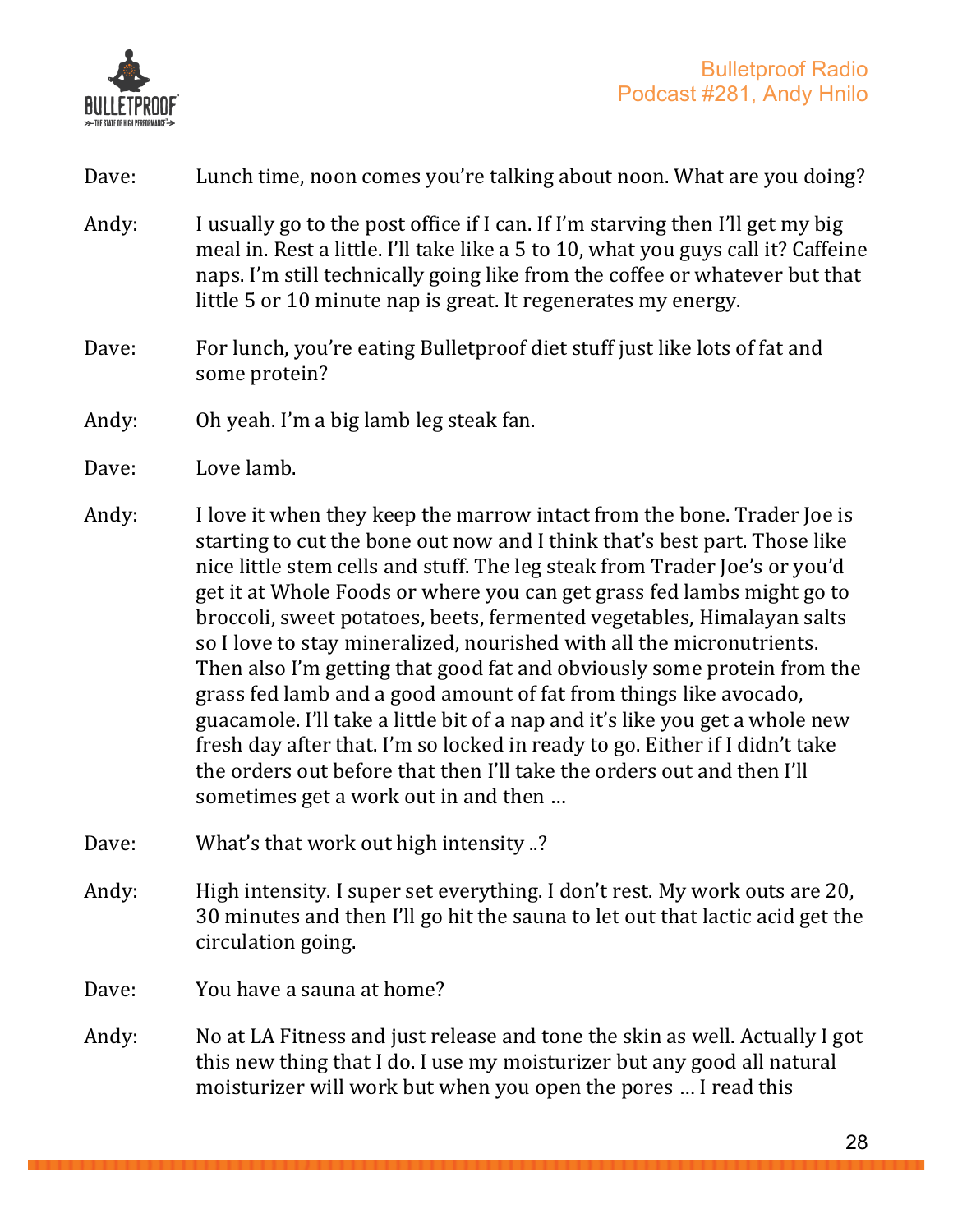Dave: Lunch time, noon comes you're talking about noon. What are you doing?

Andy: I usually go to the post office if I can. If I'm starving then I'll get my big meal in. Rest a little. I'll take like a 5 to 10, what you guys call it? Caffeine naps. I'm still technically going like from the coffee or whatever but that little 5 or 10 minute nap is great. It regenerates my energy.

Dave: For lunch, you're eating Bulletproof diet stuff just like lots of fat and some protein?

Andy: Oh yeah. I'm a big lamb leg steak fan.

Dave: Love lamb.

Andy: I love it when they keep the marrow intact from the bone. Trader Joe is starting to cut the bone out now and I think that's best part. Those like nice little stem cells and stuff. The leg steak from Trader Joe's or you'd get it at Whole Foods or where you can get grass fed lambs might go to broccoli, sweet potatoes, beets, fermented vegetables, Himalayan salts so I love to stay mineralized, nourished with all the micronutrients. Then also I'm getting that good fat and obviously some protein from the grass fed lamb and a good amount of fat from things like avocado, guacamole. I'll take a little bit of a nap and it's like you get a whole new fresh day after that. I'm so locked in ready to go. Either if I didn't take the orders out before that then I'll take the orders out and then I'll sometimes get a work out in and then …

Dave: What's that work out high intensity ..?

Andy: High intensity. I super set everything. I don't rest. My work outs are 20, 30 minutes and then I'll go hit the sauna to let out that lactic acid get the circulation going.

Dave: You have a sauna at home?

Andy: No at LA Fitness and just release and tone the skin as well. Actually I got this new thing that I do. I use my moisturizer but any good all natural moisturizer will work but when you open the pores … I read this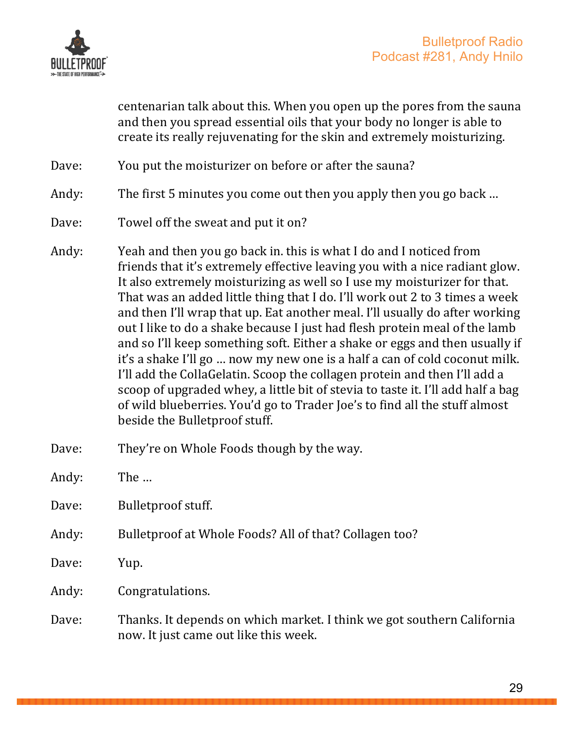centenarian talk about this. When you open up the pores from the sauna and then you spread essential oils that your body no longer is able to create its really rejuvenating for the skin and extremely moisturizing.

Dave: You put the moisturizer on before or after the sauna?

Andy: The first 5 minutes you come out then you apply then you go back …

Dave: Towel off the sweat and put it on?

Andy: Yeah and then you go back in. this is what I do and I noticed from friends that it's extremely effective leaving you with a nice radiant glow. It also extremely moisturizing as well so I use my moisturizer for that. That was an added little thing that I do. I'll work out 2 to 3 times a week and then I'll wrap that up. Eat another meal. I'll usually do after working out I like to do a shake because I just had flesh protein meal of the lamb and so I'll keep something soft. Either a shake or eggs and then usually if it's a shake I'll go … now my new one is a half a can of cold coconut milk. I'll add the CollaGelatin. Scoop the collagen protein and then I'll add a scoop of upgraded whey, a little bit of stevia to taste it. I'll add half a bag of wild blueberries. You'd go to Trader Joe's to find all the stuff almost beside the Bulletproof stuff.

Dave: They're on Whole Foods though by the way.

Andy: The …

Dave: Bulletproof stuff.

Andy: Bulletproof at Whole Foods? All of that? Collagen too?

Dave: Yup.

Andy: Congratulations.

Dave: Thanks. It depends on which market. I think we got southern California now. It just came out like this week.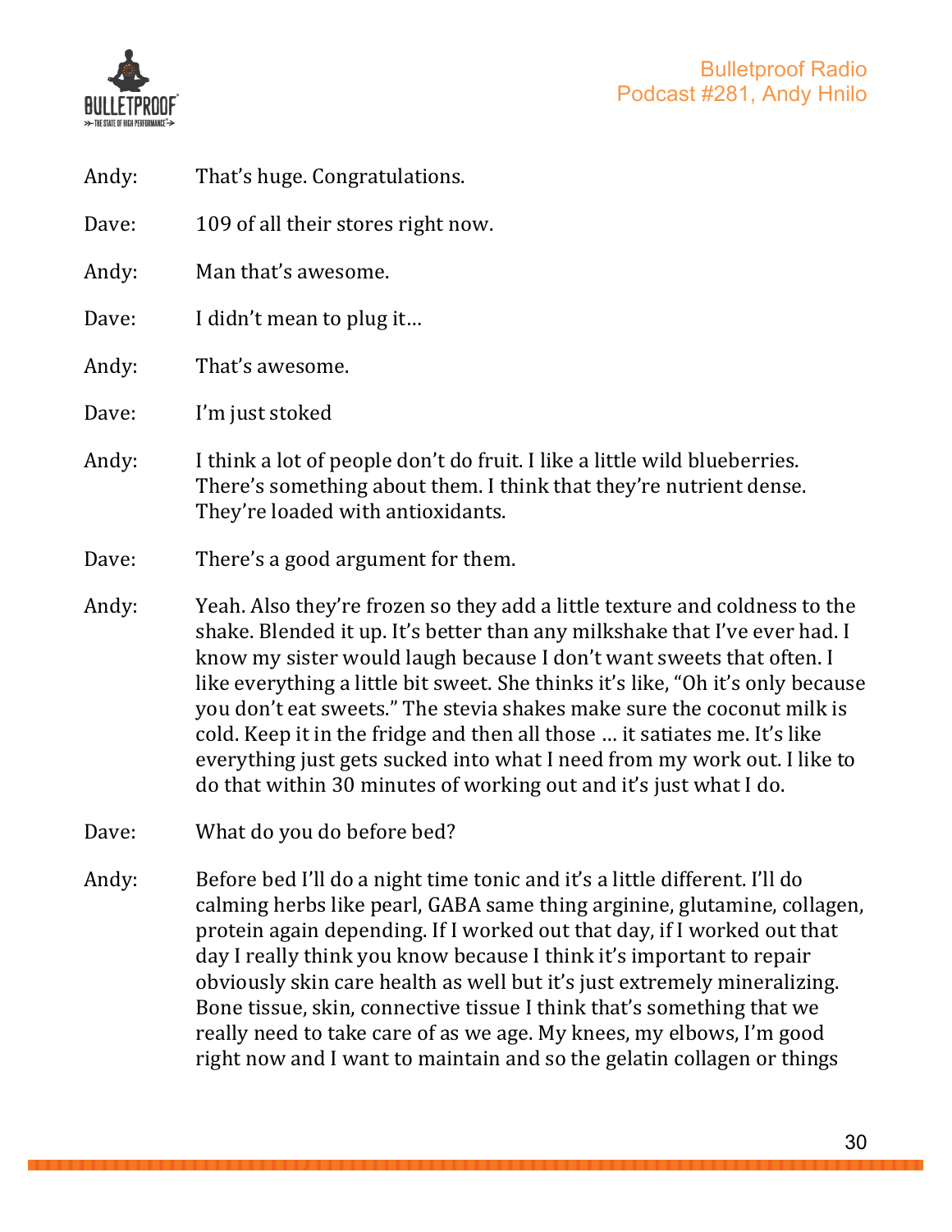Andy: That's huge. Congratulations.

Dave: 109 of all their stores right now.

Andy: Man that's awesome.

Dave: I didn't mean to plug it…

Andy: That's awesome.

Dave: I'm just stoked

Andy: I think a lot of people don't do fruit. I like a little wild blueberries. There's something about them. I think that they're nutrient dense. They're loaded with antioxidants.

Dave: There's a good argument for them.

Andy: Yeah. Also they're frozen so they add a little texture and coldness to the shake. Blended it up. It's better than any milkshake that I've ever had. I know my sister would laugh because I don't want sweets that often. I like everything a little bit sweet. She thinks it's like, "Oh it's only because you don't eat sweets." The stevia shakes make sure the coconut milk is cold. Keep it in the fridge and then all those … it satiates me. It's like everything just gets sucked into what I need from my work out. I like to do that within 30 minutes of working out and it's just what I do.

Dave: What do you do before bed?

Andy: Before bed I'll do a night time tonic and it's a little different. I'll do calming herbs like pearl, GABA same thing arginine, glutamine, collagen, protein again depending. If I worked out that day, if I worked out that day I really think you know because I think it's important to repair obviously skin care health as well but it's just extremely mineralizing. Bone tissue, skin, connective tissue I think that's something that we really need to take care of as we age. My knees, my elbows, I'm good right now and I want to maintain and so the gelatin collagen or things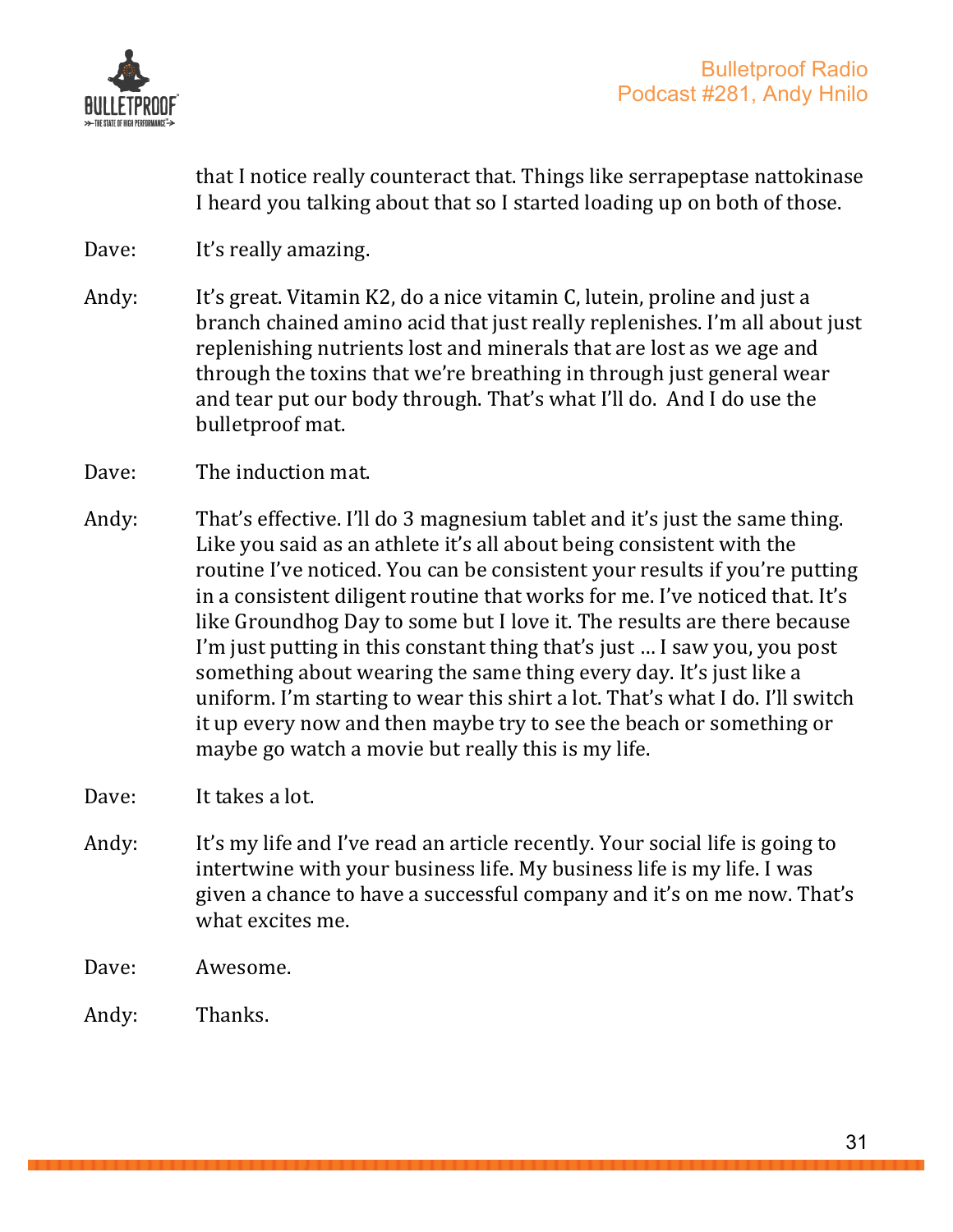that I notice really counteract that. Things like serrapeptase nattokinase I heard you talking about that so I started loading up on both of those.

Dave: It's really amazing.

Andy: It's great. Vitamin K2, do a nice vitamin C, lutein, proline and just a branch chained amino acid that just really replenishes. I'm all about just replenishing nutrients lost and minerals that are lost as we age and through the toxins that we're breathing in through just general wear and tear put our body through. That's what I'll do. And I do use the bulletproof mat.

Dave: The induction mat.

Andy: That's effective. I'll do 3 magnesium tablet and it's just the same thing. Like you said as an athlete it's all about being consistent with the routine I've noticed. You can be consistent your results if you're putting in a consistent diligent routine that works for me. I've noticed that. It's like Groundhog Day to some but I love it. The results are there because I'm just putting in this constant thing that's just … I saw you, you post something about wearing the same thing every day. It's just like a uniform. I'm starting to wear this shirt a lot. That's what I do. I'll switch it up every now and then maybe try to see the beach or something or maybe go watch a movie but really this is my life.

Dave: It takes a lot.

Andy: It's my life and I've read an article recently. Your social life is going to intertwine with your business life. My business life is my life. I was given a chance to have a successful company and it's on me now. That's what excites me.

Dave: Awesome.

Andy: Thanks.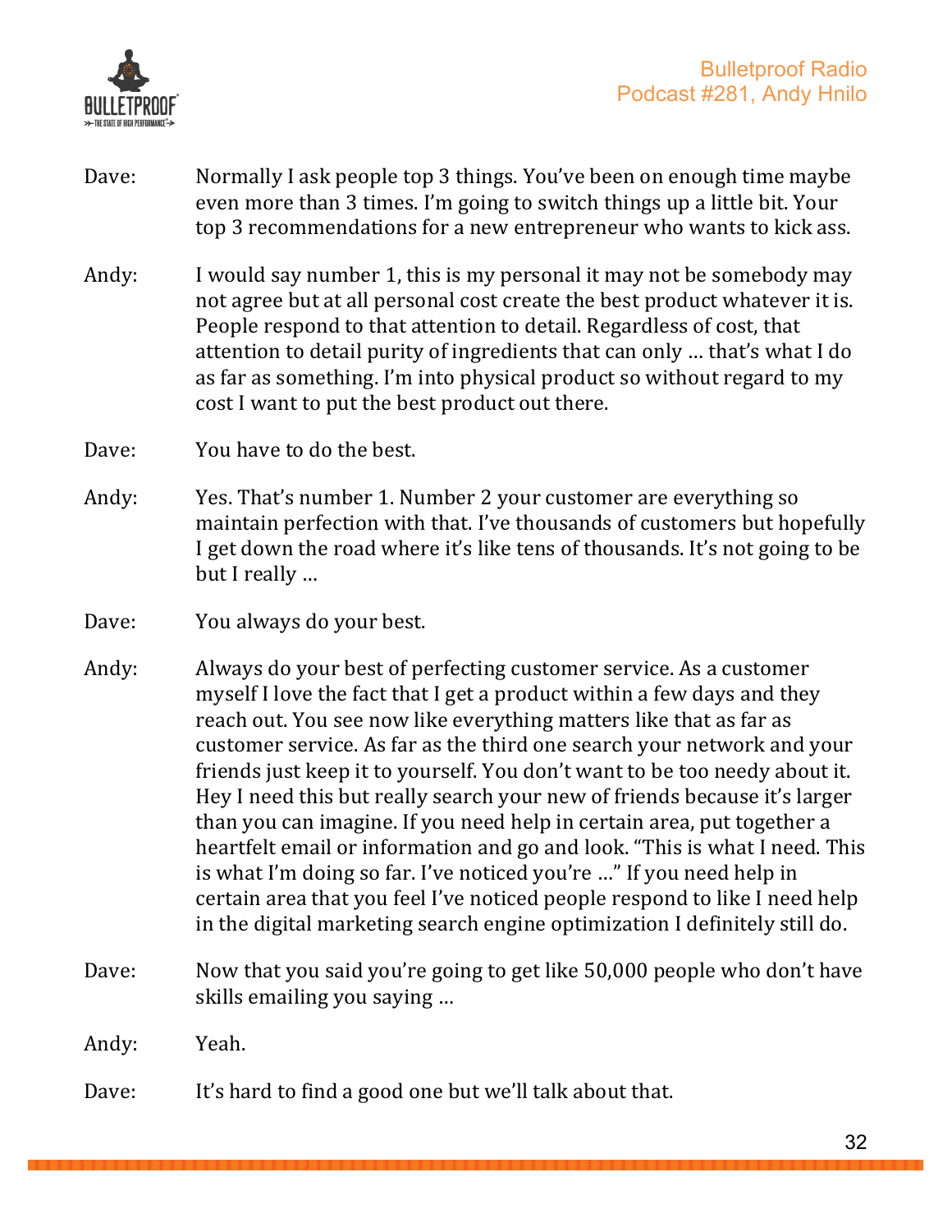Dave: Normally I ask people top 3 things. You've been on enough time maybe even more than 3 times. I'm going to switch things up a little bit. Your top 3 recommendations for a new entrepreneur who wants to kick ass.

Andy: I would say number 1, this is my personal it may not be somebody may not agree but at all personal cost create the best product whatever it is. People respond to that attention to detail. Regardless of cost, that attention to detail purity of ingredients that can only … that's what I do as far as something. I'm into physical product so without regard to my cost I want to put the best product out there.

Dave: You have to do the best.

Andy: Yes. That's number 1. Number 2 your customer are everything so maintain perfection with that. I've thousands of customers but hopefully I get down the road where it's like tens of thousands. It's not going to be but I really …

Dave: You always do your best.

Andy: Always do your best of perfecting customer service. As a customer myself I love the fact that I get a product within a few days and they reach out. You see now like everything matters like that as far as customer service. As far as the third one search your network and your friends just keep it to yourself. You don't want to be too needy about it. Hey I need this but really search your new of friends because it's larger than you can imagine. If you need help in certain area, put together a heartfelt email or information and go and look. "This is what I need. This is what I'm doing so far. I've noticed you're …" If you need help in certain area that you feel I've noticed people respond to like I need help in the digital marketing search engine optimization I definitely still do.

Dave: Now that you said you're going to get like 50,000 people who don't have skills emailing you saying …

Andy: Yeah.

Dave: It's hard to find a good one but we'll talk about that.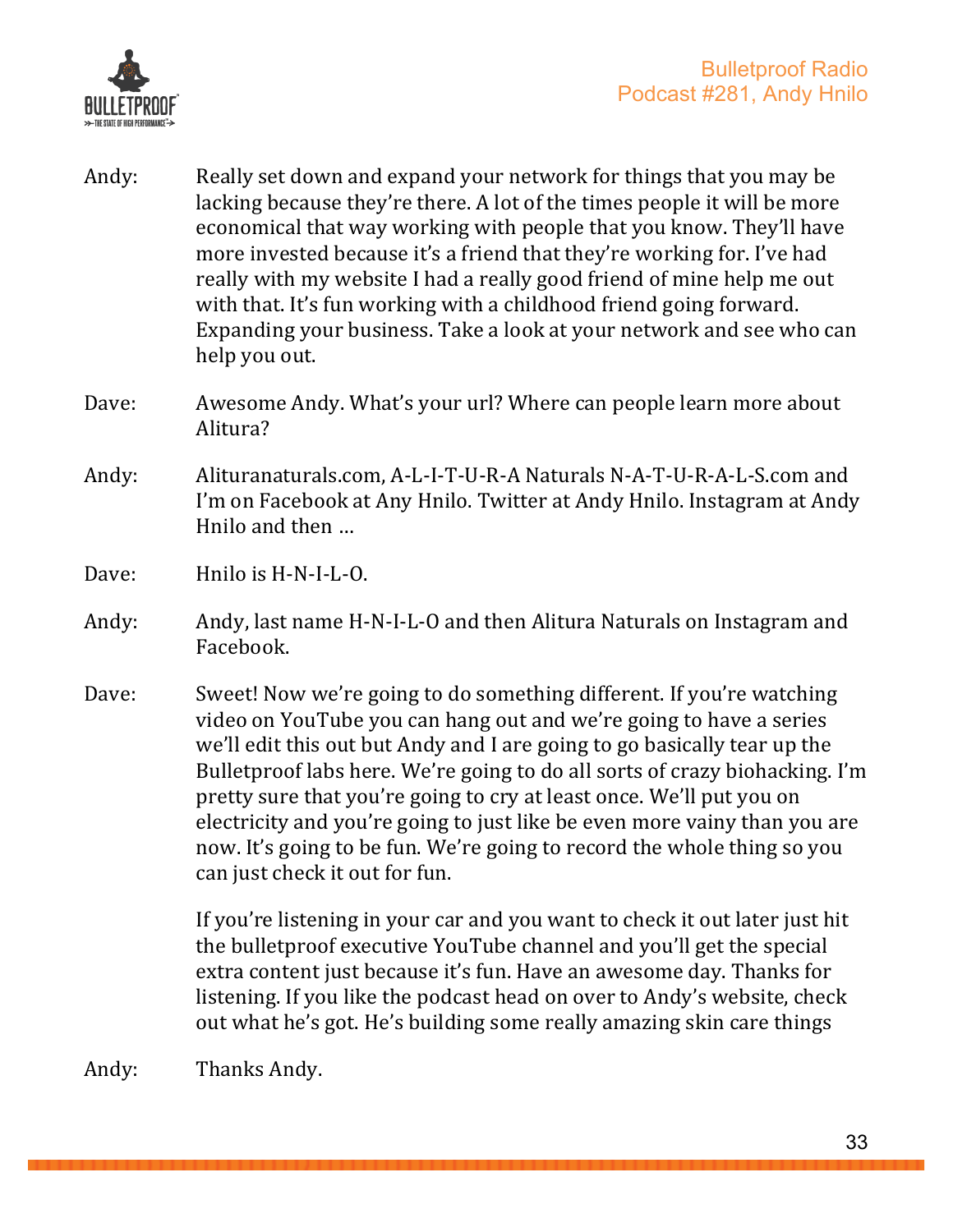Andy: Really set down and expand your network for things that you may be lacking because they're there. A lot of the times people it will be more economical that way working with people that you know. They'll have more invested because it's a friend that they're working for. I've had really with my website I had a really good friend of mine help me out with that. It's fun working with a childhood friend going forward. Expanding your business. Take a look at your network and see who can help you out.

Dave: Awesome Andy. What's your url? Where can people learn more about Alitura?

Andy: Alituranaturals.com, A-L-I-T-U-R-A Naturals N-A-T-U-R-A-L-S.com and I'm on Facebook at Any Hnilo. Twitter at Andy Hnilo. Instagram at Andy Hnilo and then …

Dave: Hnilo is H-N-I-L-O.

Andy: Andy, last name H-N-I-L-O and then Alitura Naturals on Instagram and Facebook.

Dave: Sweet! Now we're going to do something different. If you're watching video on YouTube you can hang out and we're going to have a series we'll edit this out but Andy and I are going to go basically tear up the Bulletproof labs here. We're going to do all sorts of crazy biohacking. I'm pretty sure that you're going to cry at least once. We'll put you on electricity and you're going to just like be even more vainy than you are now. It's going to be fun. We're going to record the whole thing so you can just check it out for fun.

If you're listening in your car and you want to check it out later just hit the bulletproof executive YouTube channel and you'll get the special extra content just because it's fun. Have an awesome day. Thanks for listening. If you like the podcast head on over to Andy's website, check out what he's got. He's building some really amazing skin care things

Andy: Thanks Andy.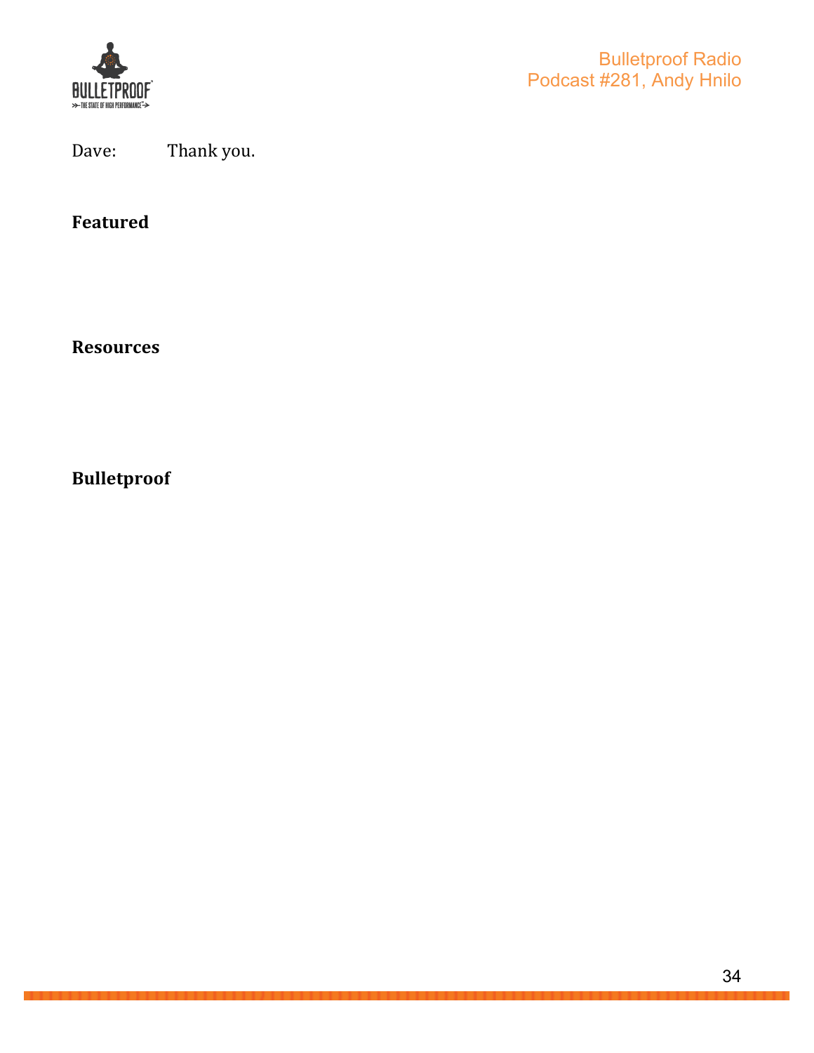Dave: Thank you.

**Featured**

**Resources**

**Bulletproof**